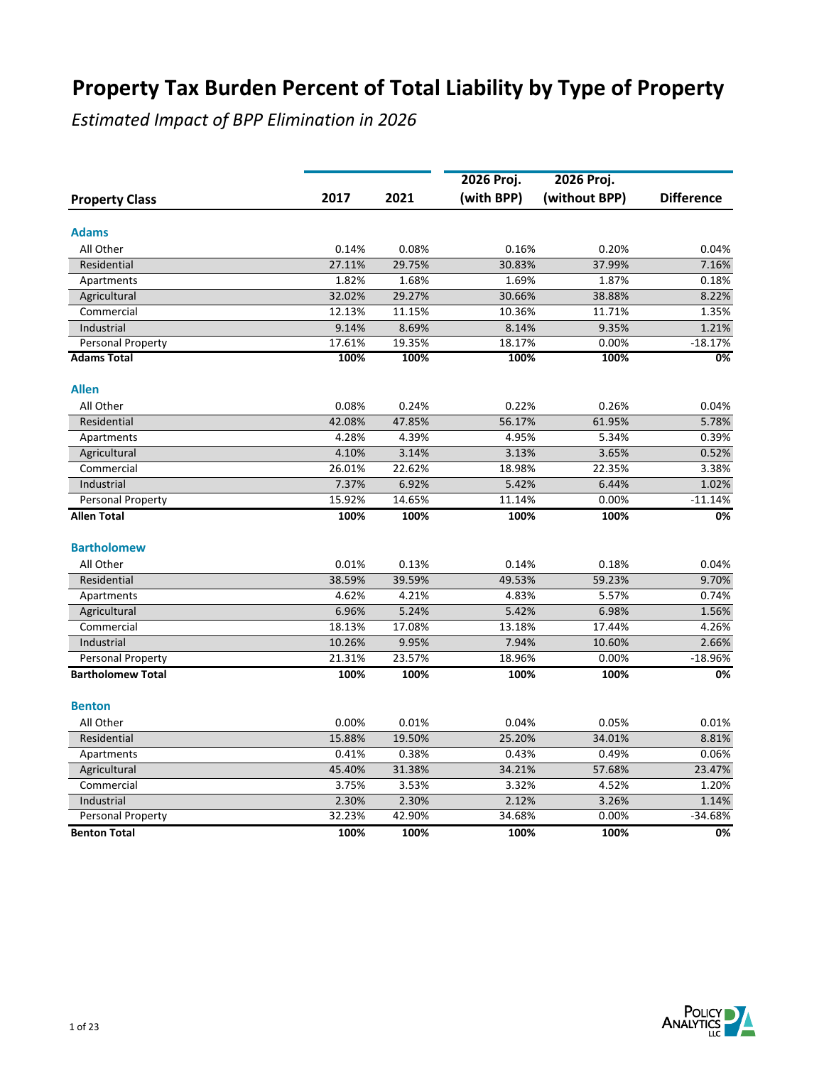# Property Tax Burden Percent of Total Liability by Type of Property

*Estimated Impact of BPP Elimination in 2026*

| Property Class | 2017 | 2021 | 2026 Proj. (with BPP) | 2026 Proj. (without BPP) | Difference |
|---|---|---|---|---|---|
| **Adams** | | | | | |
| All Other | 0.14% | 0.08% | 0.16% | 0.20% | 0.04% |
| Residential | 27.11% | 29.75% | 30.83% | 37.99% | 7.16% |
| Apartments | 1.82% | 1.68% | 1.69% | 1.87% | 0.18% |
| Agricultural | 32.02% | 29.27% | 30.66% | 38.88% | 8.22% |
| Commercial | 12.13% | 11.15% | 10.36% | 11.71% | 1.35% |
| Industrial | 9.14% | 8.69% | 8.14% | 9.35% | 1.21% |
| Personal Property | 17.61% | 19.35% | 18.17% | 0.00% | -18.17% |
| **Adams Total** | **100%** | **100%** | **100%** | **100%** | **0%** |
| **Allen** | | | | | |
| All Other | 0.08% | 0.24% | 0.22% | 0.26% | 0.04% |
| Residential | 42.08% | 47.85% | 56.17% | 61.95% | 5.78% |
| Apartments | 4.28% | 4.39% | 4.95% | 5.34% | 0.39% |
| Agricultural | 4.10% | 3.14% | 3.13% | 3.65% | 0.52% |
| Commercial | 26.01% | 22.62% | 18.98% | 22.35% | 3.38% |
| Industrial | 7.37% | 6.92% | 5.42% | 6.44% | 1.02% |
| Personal Property | 15.92% | 14.65% | 11.14% | 0.00% | -11.14% |
| **Allen Total** | **100%** | **100%** | **100%** | **100%** | **0%** |
| **Bartholomew** | | | | | |
| All Other | 0.01% | 0.13% | 0.14% | 0.18% | 0.04% |
| Residential | 38.59% | 39.59% | 49.53% | 59.23% | 9.70% |
| Apartments | 4.62% | 4.21% | 4.83% | 5.57% | 0.74% |
| Agricultural | 6.96% | 5.24% | 5.42% | 6.98% | 1.56% |
| Commercial | 18.13% | 17.08% | 13.18% | 17.44% | 4.26% |
| Industrial | 10.26% | 9.95% | 7.94% | 10.60% | 2.66% |
| Personal Property | 21.31% | 23.57% | 18.96% | 0.00% | -18.96% |
| **Bartholomew Total** | **100%** | **100%** | **100%** | **100%** | **0%** |
| **Benton** | | | | | |
| All Other | 0.00% | 0.01% | 0.04% | 0.05% | 0.01% |
| Residential | 15.88% | 19.50% | 25.20% | 34.01% | 8.81% |
| Apartments | 0.41% | 0.38% | 0.43% | 0.49% | 0.06% |
| Agricultural | 45.40% | 31.38% | 34.21% | 57.68% | 23.47% |
| Commercial | 3.75% | 3.53% | 3.32% | 4.52% | 1.20% |
| Industrial | 2.30% | 2.30% | 2.12% | 3.26% | 1.14% |
| Personal Property | 32.23% | 42.90% | 34.68% | 0.00% | -34.68% |
| **Benton Total** | **100%** | **100%** | **100%** | **100%** | **0%** |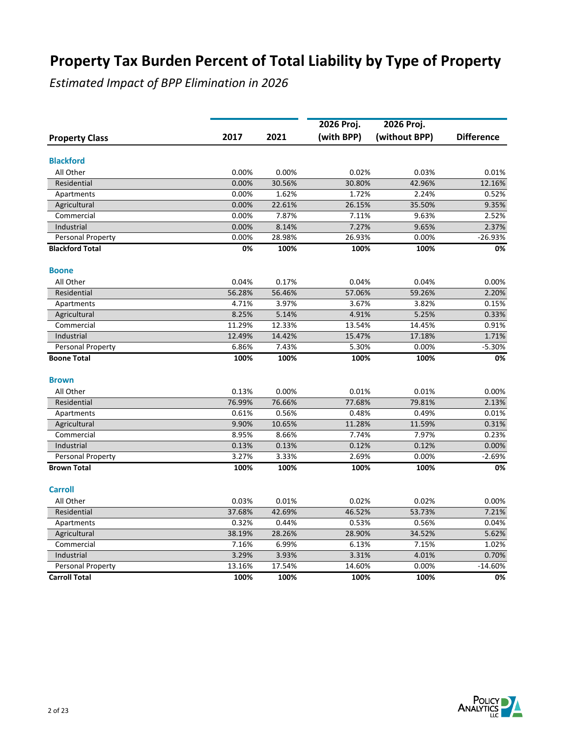# Property Tax Burden Percent of Total Liability by Type of Property

*Estimated Impact of BPP Elimination in 2026*

| Property Class | 2017 | 2021 | 2026 Proj. (with BPP) | 2026 Proj. (without BPP) | Difference |
|---|---|---|---|---|---|
| **Blackford** | | | | | |
| All Other | 0.00% | 0.00% | 0.02% | 0.03% | 0.01% |
| Residential | 0.00% | 30.56% | 30.80% | 42.96% | 12.16% |
| Apartments | 0.00% | 1.62% | 1.72% | 2.24% | 0.52% |
| Agricultural | 0.00% | 22.61% | 26.15% | 35.50% | 9.35% |
| Commercial | 0.00% | 7.87% | 7.11% | 9.63% | 2.52% |
| Industrial | 0.00% | 8.14% | 7.27% | 9.65% | 2.37% |
| Personal Property | 0.00% | 28.98% | 26.93% | 0.00% | -26.93% |
| **Blackford Total** | **0%** | **100%** | **100%** | **100%** | **0%** |
| **Boone** | | | | | |
| All Other | 0.04% | 0.17% | 0.04% | 0.04% | 0.00% |
| Residential | 56.28% | 56.46% | 57.06% | 59.26% | 2.20% |
| Apartments | 4.71% | 3.97% | 3.67% | 3.82% | 0.15% |
| Agricultural | 8.25% | 5.14% | 4.91% | 5.25% | 0.33% |
| Commercial | 11.29% | 12.33% | 13.54% | 14.45% | 0.91% |
| Industrial | 12.49% | 14.42% | 15.47% | 17.18% | 1.71% |
| Personal Property | 6.86% | 7.43% | 5.30% | 0.00% | -5.30% |
| **Boone Total** | **100%** | **100%** | **100%** | **100%** | **0%** |
| **Brown** | | | | | |
| All Other | 0.13% | 0.00% | 0.01% | 0.01% | 0.00% |
| Residential | 76.99% | 76.66% | 77.68% | 79.81% | 2.13% |
| Apartments | 0.61% | 0.56% | 0.48% | 0.49% | 0.01% |
| Agricultural | 9.90% | 10.65% | 11.28% | 11.59% | 0.31% |
| Commercial | 8.95% | 8.66% | 7.74% | 7.97% | 0.23% |
| Industrial | 0.13% | 0.13% | 0.12% | 0.12% | 0.00% |
| Personal Property | 3.27% | 3.33% | 2.69% | 0.00% | -2.69% |
| **Brown Total** | **100%** | **100%** | **100%** | **100%** | **0%** |
| **Carroll** | | | | | |
| All Other | 0.03% | 0.01% | 0.02% | 0.02% | 0.00% |
| Residential | 37.68% | 42.69% | 46.52% | 53.73% | 7.21% |
| Apartments | 0.32% | 0.44% | 0.53% | 0.56% | 0.04% |
| Agricultural | 38.19% | 28.26% | 28.90% | 34.52% | 5.62% |
| Commercial | 7.16% | 6.99% | 6.13% | 7.15% | 1.02% |
| Industrial | 3.29% | 3.93% | 3.31% | 4.01% | 0.70% |
| Personal Property | 13.16% | 17.54% | 14.60% | 0.00% | -14.60% |
| **Carroll Total** | **100%** | **100%** | **100%** | **100%** | **0%** |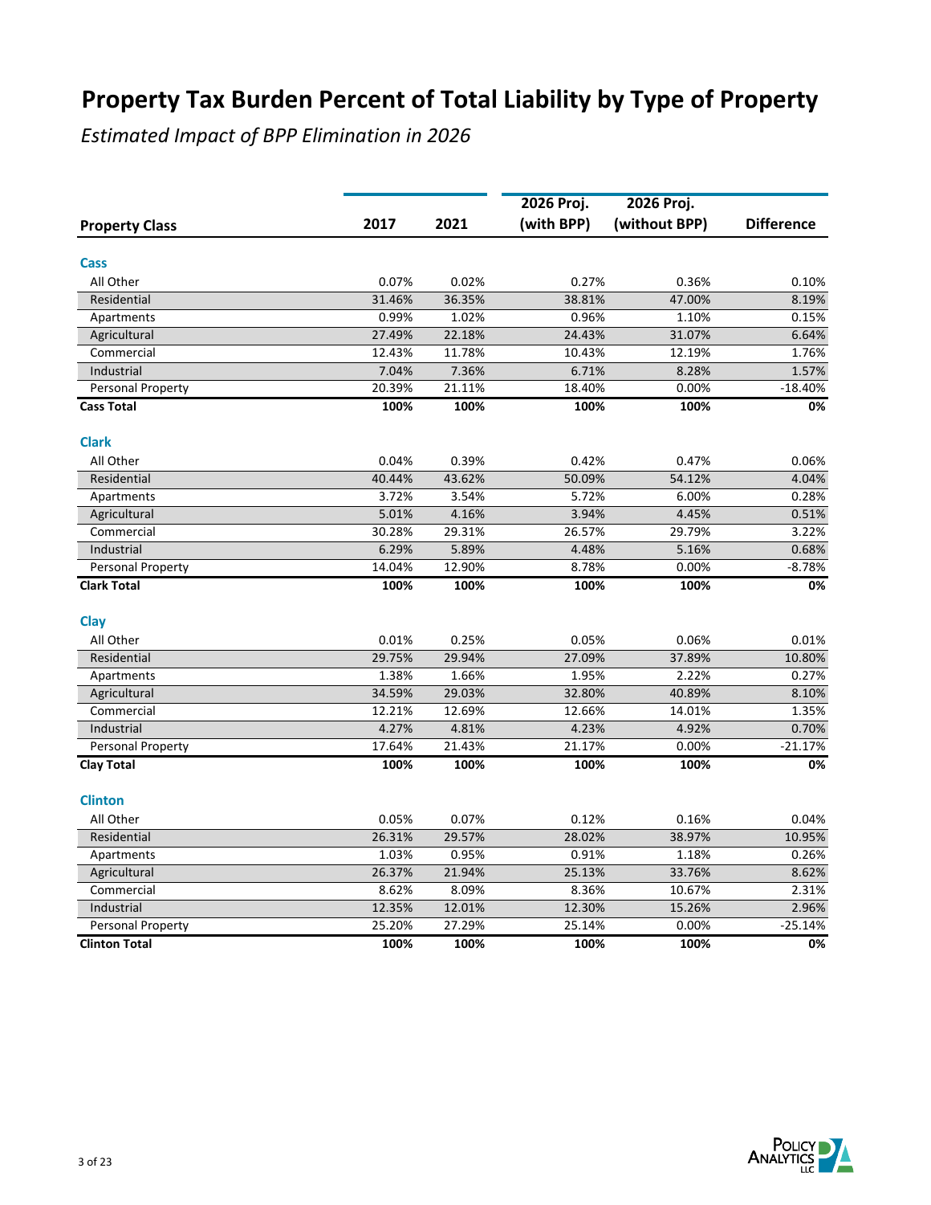# Property Tax Burden Percent of Total Liability by Type of Property

*Estimated Impact of BPP Elimination in 2026*

| Property Class | 2017 | 2021 | 2026 Proj. (with BPP) | 2026 Proj. (without BPP) | Difference |
|---|---|---|---|---|---|
| **Cass** | | | | | |
| All Other | 0.07% | 0.02% | 0.27% | 0.36% | 0.10% |
| Residential | 31.46% | 36.35% | 38.81% | 47.00% | 8.19% |
| Apartments | 0.99% | 1.02% | 0.96% | 1.10% | 0.15% |
| Agricultural | 27.49% | 22.18% | 24.43% | 31.07% | 6.64% |
| Commercial | 12.43% | 11.78% | 10.43% | 12.19% | 1.76% |
| Industrial | 7.04% | 7.36% | 6.71% | 8.28% | 1.57% |
| Personal Property | 20.39% | 21.11% | 18.40% | 0.00% | -18.40% |
| **Cass Total** | **100%** | **100%** | **100%** | **100%** | **0%** |
| **Clark** | | | | | |
| All Other | 0.04% | 0.39% | 0.42% | 0.47% | 0.06% |
| Residential | 40.44% | 43.62% | 50.09% | 54.12% | 4.04% |
| Apartments | 3.72% | 3.54% | 5.72% | 6.00% | 0.28% |
| Agricultural | 5.01% | 4.16% | 3.94% | 4.45% | 0.51% |
| Commercial | 30.28% | 29.31% | 26.57% | 29.79% | 3.22% |
| Industrial | 6.29% | 5.89% | 4.48% | 5.16% | 0.68% |
| Personal Property | 14.04% | 12.90% | 8.78% | 0.00% | -8.78% |
| **Clark Total** | **100%** | **100%** | **100%** | **100%** | **0%** |
| **Clay** | | | | | |
| All Other | 0.01% | 0.25% | 0.05% | 0.06% | 0.01% |
| Residential | 29.75% | 29.94% | 27.09% | 37.89% | 10.80% |
| Apartments | 1.38% | 1.66% | 1.95% | 2.22% | 0.27% |
| Agricultural | 34.59% | 29.03% | 32.80% | 40.89% | 8.10% |
| Commercial | 12.21% | 12.69% | 12.66% | 14.01% | 1.35% |
| Industrial | 4.27% | 4.81% | 4.23% | 4.92% | 0.70% |
| Personal Property | 17.64% | 21.43% | 21.17% | 0.00% | -21.17% |
| **Clay Total** | **100%** | **100%** | **100%** | **100%** | **0%** |
| **Clinton** | | | | | |
| All Other | 0.05% | 0.07% | 0.12% | 0.16% | 0.04% |
| Residential | 26.31% | 29.57% | 28.02% | 38.97% | 10.95% |
| Apartments | 1.03% | 0.95% | 0.91% | 1.18% | 0.26% |
| Agricultural | 26.37% | 21.94% | 25.13% | 33.76% | 8.62% |
| Commercial | 8.62% | 8.09% | 8.36% | 10.67% | 2.31% |
| Industrial | 12.35% | 12.01% | 12.30% | 15.26% | 2.96% |
| Personal Property | 25.20% | 27.29% | 25.14% | 0.00% | -25.14% |
| **Clinton Total** | **100%** | **100%** | **100%** | **100%** | **0%** |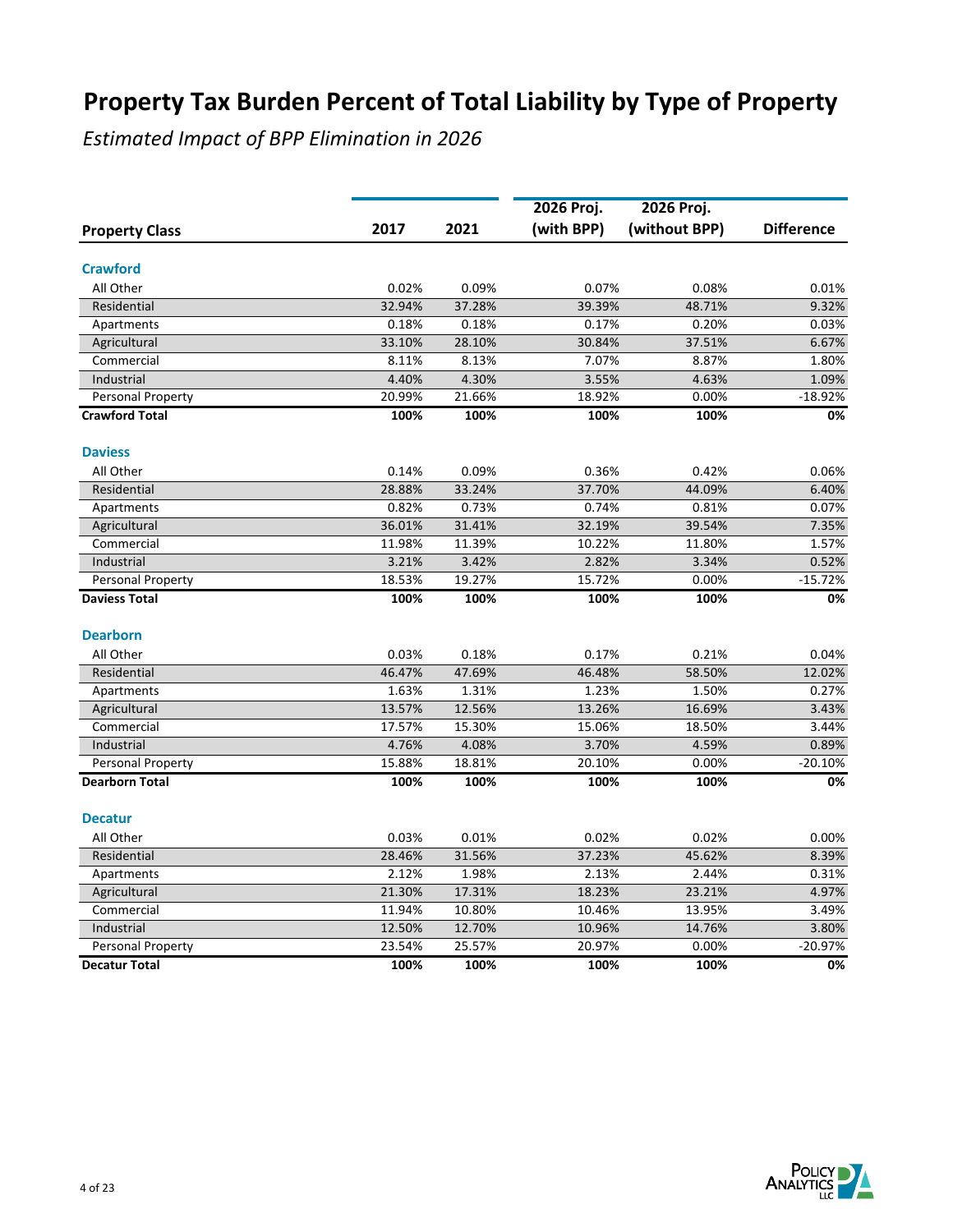# Property Tax Burden Percent of Total Liability by Type of Property

*Estimated Impact of BPP Elimination in 2026*

| Property Class | 2017 | 2021 | 2026 Proj. (with BPP) | 2026 Proj. (without BPP) | Difference |
|---|---|---|---|---|---|
| **Crawford** | | | | | |
| All Other | 0.02% | 0.09% | 0.07% | 0.08% | 0.01% |
| Residential | 32.94% | 37.28% | 39.39% | 48.71% | 9.32% |
| Apartments | 0.18% | 0.18% | 0.17% | 0.20% | 0.03% |
| Agricultural | 33.10% | 28.10% | 30.84% | 37.51% | 6.67% |
| Commercial | 8.11% | 8.13% | 7.07% | 8.87% | 1.80% |
| Industrial | 4.40% | 4.30% | 3.55% | 4.63% | 1.09% |
| Personal Property | 20.99% | 21.66% | 18.92% | 0.00% | -18.92% |
| **Crawford Total** | **100%** | **100%** | **100%** | **100%** | **0%** |
| **Daviess** | | | | | |
| All Other | 0.14% | 0.09% | 0.36% | 0.42% | 0.06% |
| Residential | 28.88% | 33.24% | 37.70% | 44.09% | 6.40% |
| Apartments | 0.82% | 0.73% | 0.74% | 0.81% | 0.07% |
| Agricultural | 36.01% | 31.41% | 32.19% | 39.54% | 7.35% |
| Commercial | 11.98% | 11.39% | 10.22% | 11.80% | 1.57% |
| Industrial | 3.21% | 3.42% | 2.82% | 3.34% | 0.52% |
| Personal Property | 18.53% | 19.27% | 15.72% | 0.00% | -15.72% |
| **Daviess Total** | **100%** | **100%** | **100%** | **100%** | **0%** |
| **Dearborn** | | | | | |
| All Other | 0.03% | 0.18% | 0.17% | 0.21% | 0.04% |
| Residential | 46.47% | 47.69% | 46.48% | 58.50% | 12.02% |
| Apartments | 1.63% | 1.31% | 1.23% | 1.50% | 0.27% |
| Agricultural | 13.57% | 12.56% | 13.26% | 16.69% | 3.43% |
| Commercial | 17.57% | 15.30% | 15.06% | 18.50% | 3.44% |
| Industrial | 4.76% | 4.08% | 3.70% | 4.59% | 0.89% |
| Personal Property | 15.88% | 18.81% | 20.10% | 0.00% | -20.10% |
| **Dearborn Total** | **100%** | **100%** | **100%** | **100%** | **0%** |
| **Decatur** | | | | | |
| All Other | 0.03% | 0.01% | 0.02% | 0.02% | 0.00% |
| Residential | 28.46% | 31.56% | 37.23% | 45.62% | 8.39% |
| Apartments | 2.12% | 1.98% | 2.13% | 2.44% | 0.31% |
| Agricultural | 21.30% | 17.31% | 18.23% | 23.21% | 4.97% |
| Commercial | 11.94% | 10.80% | 10.46% | 13.95% | 3.49% |
| Industrial | 12.50% | 12.70% | 10.96% | 14.76% | 3.80% |
| Personal Property | 23.54% | 25.57% | 20.97% | 0.00% | -20.97% |
| **Decatur Total** | **100%** | **100%** | **100%** | **100%** | **0%** |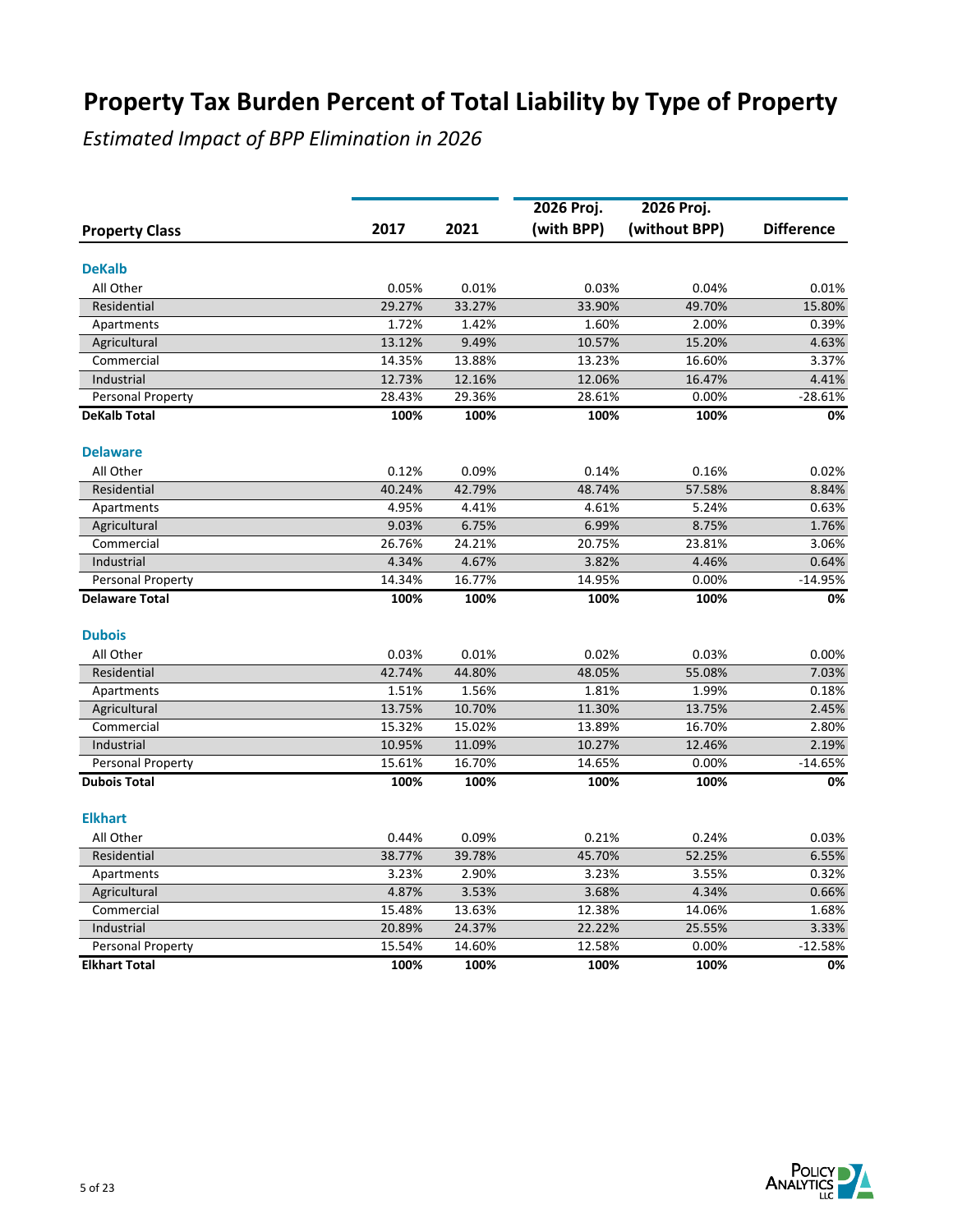# Property Tax Burden Percent of Total Liability by Type of Property

*Estimated Impact of BPP Elimination in 2026*

| Property Class | 2017 | 2021 | 2026 Proj. (with BPP) | 2026 Proj. (without BPP) | Difference |
|---|---|---|---|---|---|
| **DeKalb** | | | | | |
| All Other | 0.05% | 0.01% | 0.03% | 0.04% | 0.01% |
| Residential | 29.27% | 33.27% | 33.90% | 49.70% | 15.80% |
| Apartments | 1.72% | 1.42% | 1.60% | 2.00% | 0.39% |
| Agricultural | 13.12% | 9.49% | 10.57% | 15.20% | 4.63% |
| Commercial | 14.35% | 13.88% | 13.23% | 16.60% | 3.37% |
| Industrial | 12.73% | 12.16% | 12.06% | 16.47% | 4.41% |
| Personal Property | 28.43% | 29.36% | 28.61% | 0.00% | -28.61% |
| **DeKalb Total** | **100%** | **100%** | **100%** | **100%** | **0%** |
| **Delaware** | | | | | |
| All Other | 0.12% | 0.09% | 0.14% | 0.16% | 0.02% |
| Residential | 40.24% | 42.79% | 48.74% | 57.58% | 8.84% |
| Apartments | 4.95% | 4.41% | 4.61% | 5.24% | 0.63% |
| Agricultural | 9.03% | 6.75% | 6.99% | 8.75% | 1.76% |
| Commercial | 26.76% | 24.21% | 20.75% | 23.81% | 3.06% |
| Industrial | 4.34% | 4.67% | 3.82% | 4.46% | 0.64% |
| Personal Property | 14.34% | 16.77% | 14.95% | 0.00% | -14.95% |
| **Delaware Total** | **100%** | **100%** | **100%** | **100%** | **0%** |
| **Dubois** | | | | | |
| All Other | 0.03% | 0.01% | 0.02% | 0.03% | 0.00% |
| Residential | 42.74% | 44.80% | 48.05% | 55.08% | 7.03% |
| Apartments | 1.51% | 1.56% | 1.81% | 1.99% | 0.18% |
| Agricultural | 13.75% | 10.70% | 11.30% | 13.75% | 2.45% |
| Commercial | 15.32% | 15.02% | 13.89% | 16.70% | 2.80% |
| Industrial | 10.95% | 11.09% | 10.27% | 12.46% | 2.19% |
| Personal Property | 15.61% | 16.70% | 14.65% | 0.00% | -14.65% |
| **Dubois Total** | **100%** | **100%** | **100%** | **100%** | **0%** |
| **Elkhart** | | | | | |
| All Other | 0.44% | 0.09% | 0.21% | 0.24% | 0.03% |
| Residential | 38.77% | 39.78% | 45.70% | 52.25% | 6.55% |
| Apartments | 3.23% | 2.90% | 3.23% | 3.55% | 0.32% |
| Agricultural | 4.87% | 3.53% | 3.68% | 4.34% | 0.66% |
| Commercial | 15.48% | 13.63% | 12.38% | 14.06% | 1.68% |
| Industrial | 20.89% | 24.37% | 22.22% | 25.55% | 3.33% |
| Personal Property | 15.54% | 14.60% | 12.58% | 0.00% | -12.58% |
| **Elkhart Total** | **100%** | **100%** | **100%** | **100%** | **0%** |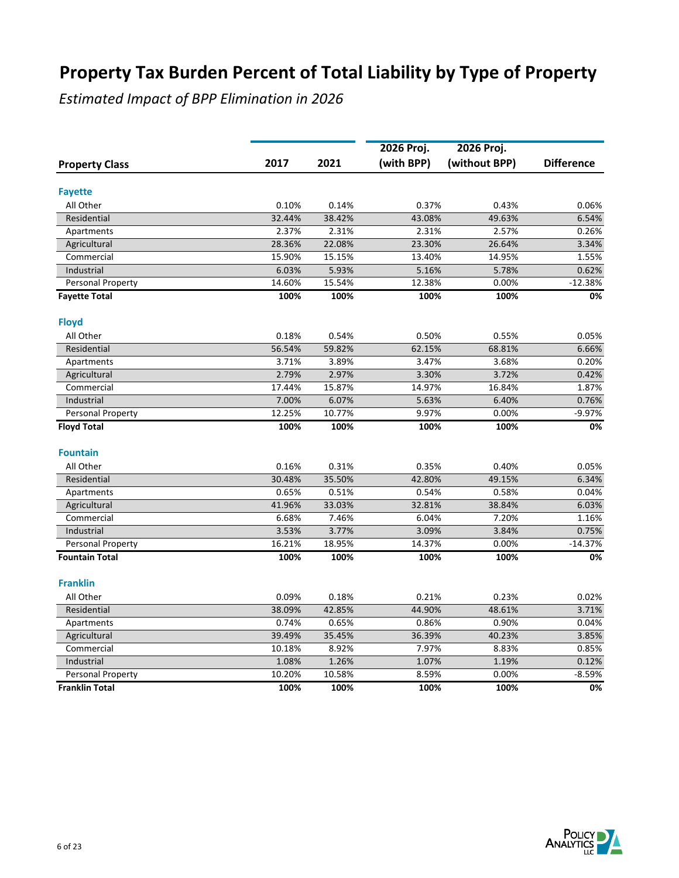# Property Tax Burden Percent of Total Liability by Type of Property

*Estimated Impact of BPP Elimination in 2026*

| Property Class | 2017 | 2021 | 2026 Proj. (with BPP) | 2026 Proj. (without BPP) | Difference |
|---|---|---|---|---|---|
| **Fayette** | | | | | |
| All Other | 0.10% | 0.14% | 0.37% | 0.43% | 0.06% |
| Residential | 32.44% | 38.42% | 43.08% | 49.63% | 6.54% |
| Apartments | 2.37% | 2.31% | 2.31% | 2.57% | 0.26% |
| Agricultural | 28.36% | 22.08% | 23.30% | 26.64% | 3.34% |
| Commercial | 15.90% | 15.15% | 13.40% | 14.95% | 1.55% |
| Industrial | 6.03% | 5.93% | 5.16% | 5.78% | 0.62% |
| Personal Property | 14.60% | 15.54% | 12.38% | 0.00% | -12.38% |
| **Fayette Total** | **100%** | **100%** | **100%** | **100%** | **0%** |
| **Floyd** | | | | | |
| All Other | 0.18% | 0.54% | 0.50% | 0.55% | 0.05% |
| Residential | 56.54% | 59.82% | 62.15% | 68.81% | 6.66% |
| Apartments | 3.71% | 3.89% | 3.47% | 3.68% | 0.20% |
| Agricultural | 2.79% | 2.97% | 3.30% | 3.72% | 0.42% |
| Commercial | 17.44% | 15.87% | 14.97% | 16.84% | 1.87% |
| Industrial | 7.00% | 6.07% | 5.63% | 6.40% | 0.76% |
| Personal Property | 12.25% | 10.77% | 9.97% | 0.00% | -9.97% |
| **Floyd Total** | **100%** | **100%** | **100%** | **100%** | **0%** |
| **Fountain** | | | | | |
| All Other | 0.16% | 0.31% | 0.35% | 0.40% | 0.05% |
| Residential | 30.48% | 35.50% | 42.80% | 49.15% | 6.34% |
| Apartments | 0.65% | 0.51% | 0.54% | 0.58% | 0.04% |
| Agricultural | 41.96% | 33.03% | 32.81% | 38.84% | 6.03% |
| Commercial | 6.68% | 7.46% | 6.04% | 7.20% | 1.16% |
| Industrial | 3.53% | 3.77% | 3.09% | 3.84% | 0.75% |
| Personal Property | 16.21% | 18.95% | 14.37% | 0.00% | -14.37% |
| **Fountain Total** | **100%** | **100%** | **100%** | **100%** | **0%** |
| **Franklin** | | | | | |
| All Other | 0.09% | 0.18% | 0.21% | 0.23% | 0.02% |
| Residential | 38.09% | 42.85% | 44.90% | 48.61% | 3.71% |
| Apartments | 0.74% | 0.65% | 0.86% | 0.90% | 0.04% |
| Agricultural | 39.49% | 35.45% | 36.39% | 40.23% | 3.85% |
| Commercial | 10.18% | 8.92% | 7.97% | 8.83% | 0.85% |
| Industrial | 1.08% | 1.26% | 1.07% | 1.19% | 0.12% |
| Personal Property | 10.20% | 10.58% | 8.59% | 0.00% | -8.59% |
| **Franklin Total** | **100%** | **100%** | **100%** | **100%** | **0%** |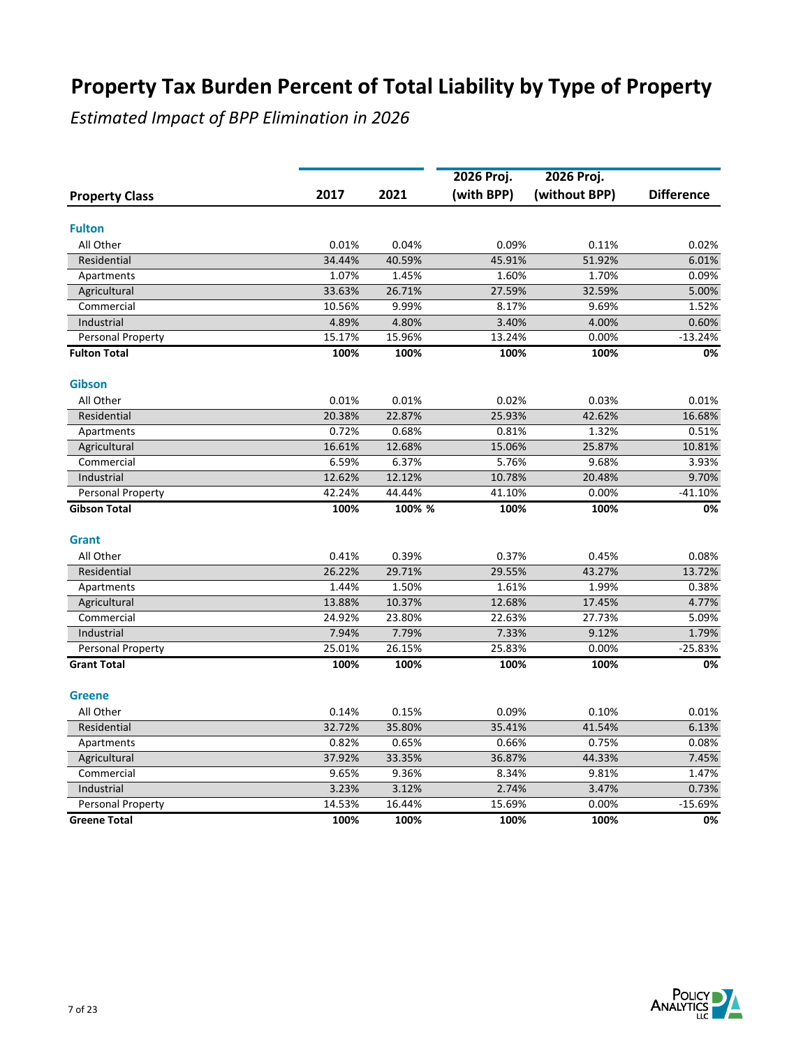# Property Tax Burden Percent of Total Liability by Type of Property

*Estimated Impact of BPP Elimination in 2026*

| Property Class | 2017 | 2021 | 2026 Proj. (with BPP) | 2026 Proj. (without BPP) | Difference |
|---|---|---|---|---|---|
| **Fulton** | | | | | |
| All Other | 0.01% | 0.04% | 0.09% | 0.11% | 0.02% |
| Residential | 34.44% | 40.59% | 45.91% | 51.92% | 6.01% |
| Apartments | 1.07% | 1.45% | 1.60% | 1.70% | 0.09% |
| Agricultural | 33.63% | 26.71% | 27.59% | 32.59% | 5.00% |
| Commercial | 10.56% | 9.99% | 8.17% | 9.69% | 1.52% |
| Industrial | 4.89% | 4.80% | 3.40% | 4.00% | 0.60% |
| Personal Property | 15.17% | 15.96% | 13.24% | 0.00% | -13.24% |
| **Fulton Total** | **100%** | **100%** | **100%** | **100%** | **0%** |
| **Gibson** | | | | | |
| All Other | 0.01% | 0.01% | 0.02% | 0.03% | 0.01% |
| Residential | 20.38% | 22.87% | 25.93% | 42.62% | 16.68% |
| Apartments | 0.72% | 0.68% | 0.81% | 1.32% | 0.51% |
| Agricultural | 16.61% | 12.68% | 15.06% | 25.87% | 10.81% |
| Commercial | 6.59% | 6.37% | 5.76% | 9.68% | 3.93% |
| Industrial | 12.62% | 12.12% | 10.78% | 20.48% | 9.70% |
| Personal Property | 42.24% | 44.44% | 41.10% | 0.00% | -41.10% |
| **Gibson Total** | **100%** | **100% %** | **100%** | **100%** | **0%** |
| **Grant** | | | | | |
| All Other | 0.41% | 0.39% | 0.37% | 0.45% | 0.08% |
| Residential | 26.22% | 29.71% | 29.55% | 43.27% | 13.72% |
| Apartments | 1.44% | 1.50% | 1.61% | 1.99% | 0.38% |
| Agricultural | 13.88% | 10.37% | 12.68% | 17.45% | 4.77% |
| Commercial | 24.92% | 23.80% | 22.63% | 27.73% | 5.09% |
| Industrial | 7.94% | 7.79% | 7.33% | 9.12% | 1.79% |
| Personal Property | 25.01% | 26.15% | 25.83% | 0.00% | -25.83% |
| **Grant Total** | **100%** | **100%** | **100%** | **100%** | **0%** |
| **Greene** | | | | | |
| All Other | 0.14% | 0.15% | 0.09% | 0.10% | 0.01% |
| Residential | 32.72% | 35.80% | 35.41% | 41.54% | 6.13% |
| Apartments | 0.82% | 0.65% | 0.66% | 0.75% | 0.08% |
| Agricultural | 37.92% | 33.35% | 36.87% | 44.33% | 7.45% |
| Commercial | 9.65% | 9.36% | 8.34% | 9.81% | 1.47% |
| Industrial | 3.23% | 3.12% | 2.74% | 3.47% | 0.73% |
| Personal Property | 14.53% | 16.44% | 15.69% | 0.00% | -15.69% |
| **Greene Total** | **100%** | **100%** | **100%** | **100%** | **0%** |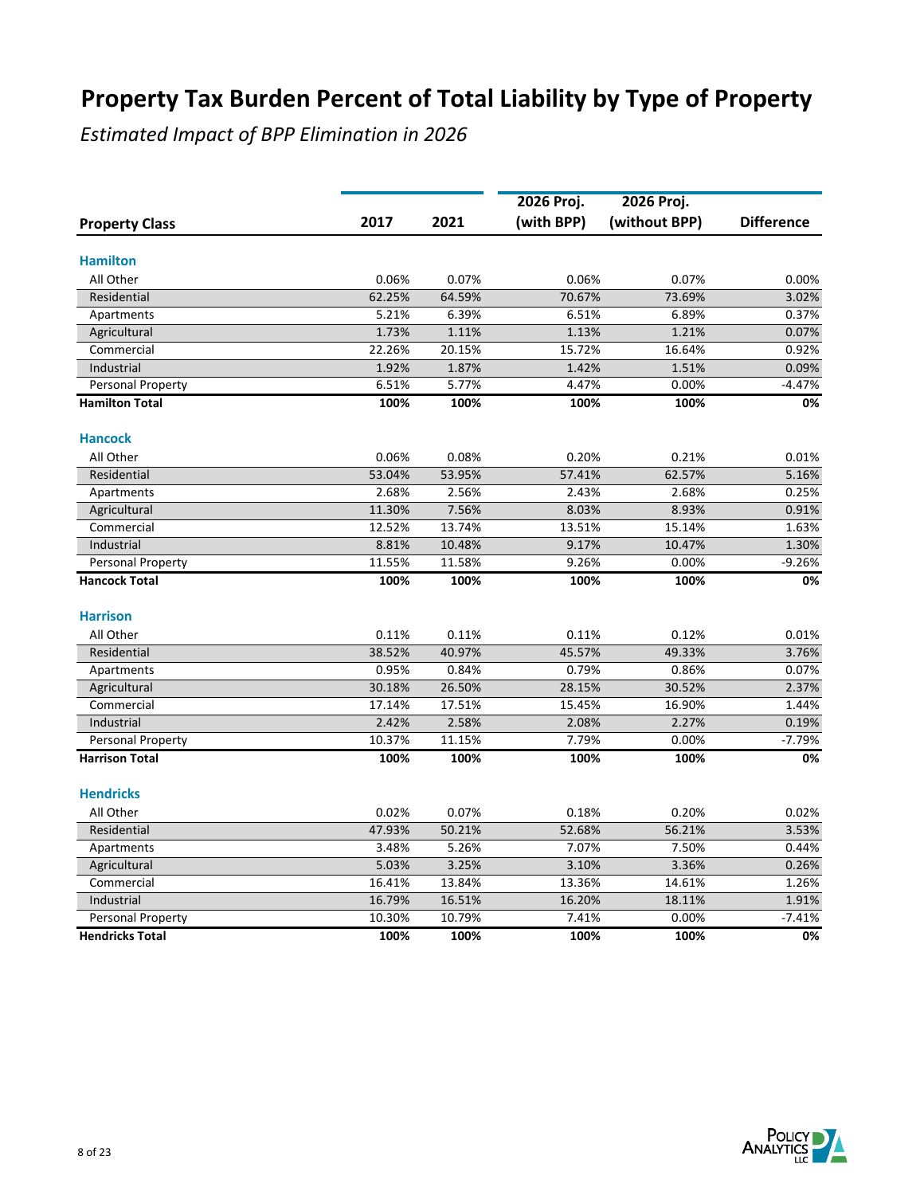# Property Tax Burden Percent of Total Liability by Type of Property

*Estimated Impact of BPP Elimination in 2026*

| Property Class | 2017 | 2021 | 2026 Proj. (with BPP) | 2026 Proj. (without BPP) | Difference |
|---|---|---|---|---|---|
| **Hamilton** | | | | | |
| All Other | 0.06% | 0.07% | 0.06% | 0.07% | 0.00% |
| Residential | 62.25% | 64.59% | 70.67% | 73.69% | 3.02% |
| Apartments | 5.21% | 6.39% | 6.51% | 6.89% | 0.37% |
| Agricultural | 1.73% | 1.11% | 1.13% | 1.21% | 0.07% |
| Commercial | 22.26% | 20.15% | 15.72% | 16.64% | 0.92% |
| Industrial | 1.92% | 1.87% | 1.42% | 1.51% | 0.09% |
| Personal Property | 6.51% | 5.77% | 4.47% | 0.00% | -4.47% |
| **Hamilton Total** | **100%** | **100%** | **100%** | **100%** | **0%** |
| **Hancock** | | | | | |
| All Other | 0.06% | 0.08% | 0.20% | 0.21% | 0.01% |
| Residential | 53.04% | 53.95% | 57.41% | 62.57% | 5.16% |
| Apartments | 2.68% | 2.56% | 2.43% | 2.68% | 0.25% |
| Agricultural | 11.30% | 7.56% | 8.03% | 8.93% | 0.91% |
| Commercial | 12.52% | 13.74% | 13.51% | 15.14% | 1.63% |
| Industrial | 8.81% | 10.48% | 9.17% | 10.47% | 1.30% |
| Personal Property | 11.55% | 11.58% | 9.26% | 0.00% | -9.26% |
| **Hancock Total** | **100%** | **100%** | **100%** | **100%** | **0%** |
| **Harrison** | | | | | |
| All Other | 0.11% | 0.11% | 0.11% | 0.12% | 0.01% |
| Residential | 38.52% | 40.97% | 45.57% | 49.33% | 3.76% |
| Apartments | 0.95% | 0.84% | 0.79% | 0.86% | 0.07% |
| Agricultural | 30.18% | 26.50% | 28.15% | 30.52% | 2.37% |
| Commercial | 17.14% | 17.51% | 15.45% | 16.90% | 1.44% |
| Industrial | 2.42% | 2.58% | 2.08% | 2.27% | 0.19% |
| Personal Property | 10.37% | 11.15% | 7.79% | 0.00% | -7.79% |
| **Harrison Total** | **100%** | **100%** | **100%** | **100%** | **0%** |
| **Hendricks** | | | | | |
| All Other | 0.02% | 0.07% | 0.18% | 0.20% | 0.02% |
| Residential | 47.93% | 50.21% | 52.68% | 56.21% | 3.53% |
| Apartments | 3.48% | 5.26% | 7.07% | 7.50% | 0.44% |
| Agricultural | 5.03% | 3.25% | 3.10% | 3.36% | 0.26% |
| Commercial | 16.41% | 13.84% | 13.36% | 14.61% | 1.26% |
| Industrial | 16.79% | 16.51% | 16.20% | 18.11% | 1.91% |
| Personal Property | 10.30% | 10.79% | 7.41% | 0.00% | -7.41% |
| **Hendricks Total** | **100%** | **100%** | **100%** | **100%** | **0%** |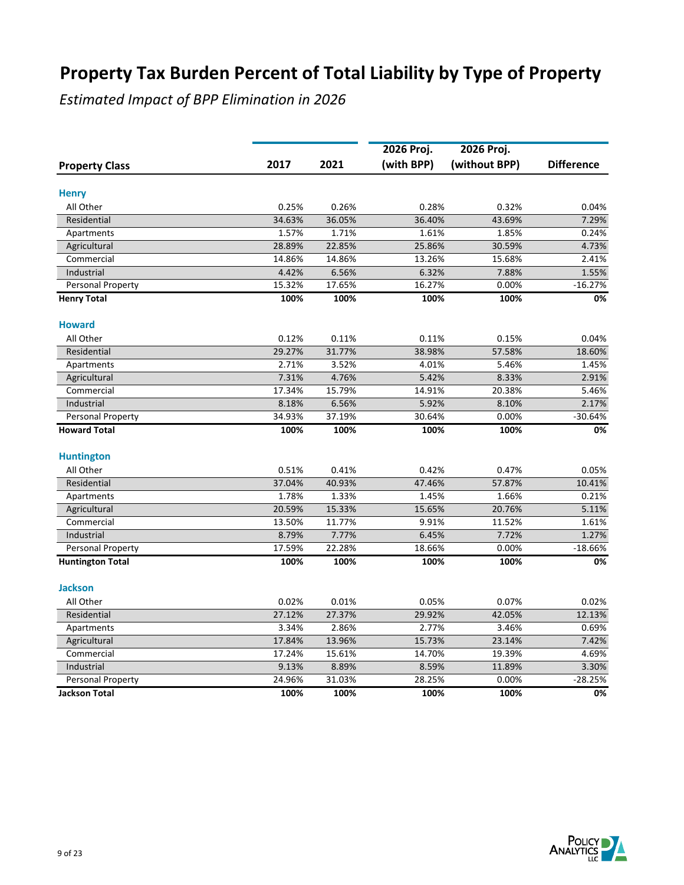# Property Tax Burden Percent of Total Liability by Type of Property

*Estimated Impact of BPP Elimination in 2026*

| Property Class | 2017 | 2021 | 2026 Proj. (with BPP) | 2026 Proj. (without BPP) | Difference |
|---|---|---|---|---|---|
| **Henry** | | | | | |
| All Other | 0.25% | 0.26% | 0.28% | 0.32% | 0.04% |
| Residential | 34.63% | 36.05% | 36.40% | 43.69% | 7.29% |
| Apartments | 1.57% | 1.71% | 1.61% | 1.85% | 0.24% |
| Agricultural | 28.89% | 22.85% | 25.86% | 30.59% | 4.73% |
| Commercial | 14.86% | 14.86% | 13.26% | 15.68% | 2.41% |
| Industrial | 4.42% | 6.56% | 6.32% | 7.88% | 1.55% |
| Personal Property | 15.32% | 17.65% | 16.27% | 0.00% | -16.27% |
| **Henry Total** | **100%** | **100%** | **100%** | **100%** | **0%** |
| **Howard** | | | | | |
| All Other | 0.12% | 0.11% | 0.11% | 0.15% | 0.04% |
| Residential | 29.27% | 31.77% | 38.98% | 57.58% | 18.60% |
| Apartments | 2.71% | 3.52% | 4.01% | 5.46% | 1.45% |
| Agricultural | 7.31% | 4.76% | 5.42% | 8.33% | 2.91% |
| Commercial | 17.34% | 15.79% | 14.91% | 20.38% | 5.46% |
| Industrial | 8.18% | 6.56% | 5.92% | 8.10% | 2.17% |
| Personal Property | 34.93% | 37.19% | 30.64% | 0.00% | -30.64% |
| **Howard Total** | **100%** | **100%** | **100%** | **100%** | **0%** |
| **Huntington** | | | | | |
| All Other | 0.51% | 0.41% | 0.42% | 0.47% | 0.05% |
| Residential | 37.04% | 40.93% | 47.46% | 57.87% | 10.41% |
| Apartments | 1.78% | 1.33% | 1.45% | 1.66% | 0.21% |
| Agricultural | 20.59% | 15.33% | 15.65% | 20.76% | 5.11% |
| Commercial | 13.50% | 11.77% | 9.91% | 11.52% | 1.61% |
| Industrial | 8.79% | 7.77% | 6.45% | 7.72% | 1.27% |
| Personal Property | 17.59% | 22.28% | 18.66% | 0.00% | -18.66% |
| **Huntington Total** | **100%** | **100%** | **100%** | **100%** | **0%** |
| **Jackson** | | | | | |
| All Other | 0.02% | 0.01% | 0.05% | 0.07% | 0.02% |
| Residential | 27.12% | 27.37% | 29.92% | 42.05% | 12.13% |
| Apartments | 3.34% | 2.86% | 2.77% | 3.46% | 0.69% |
| Agricultural | 17.84% | 13.96% | 15.73% | 23.14% | 7.42% |
| Commercial | 17.24% | 15.61% | 14.70% | 19.39% | 4.69% |
| Industrial | 9.13% | 8.89% | 8.59% | 11.89% | 3.30% |
| Personal Property | 24.96% | 31.03% | 28.25% | 0.00% | -28.25% |
| **Jackson Total** | **100%** | **100%** | **100%** | **100%** | **0%** |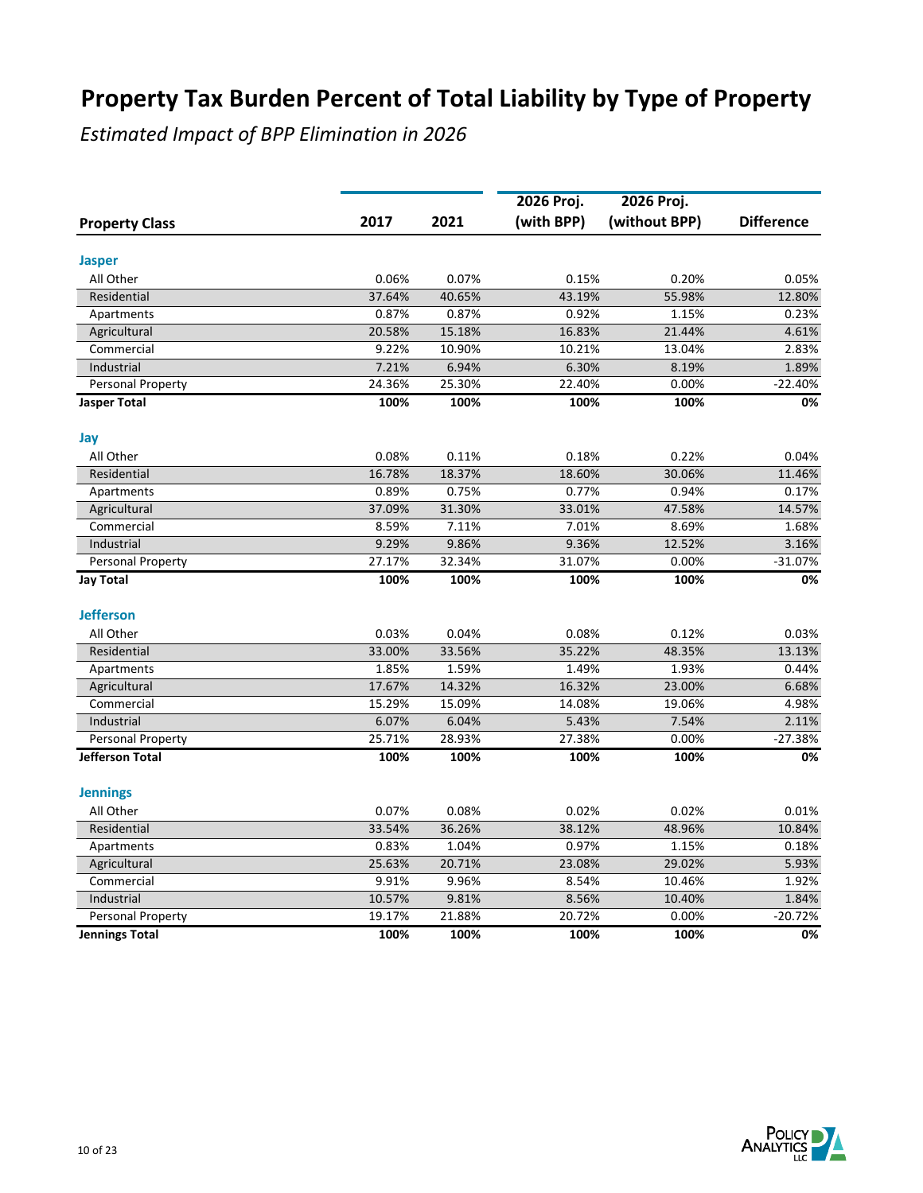# Property Tax Burden Percent of Total Liability by Type of Property

*Estimated Impact of BPP Elimination in 2026*

| Property Class | 2017 | 2021 | 2026 Proj. (with BPP) | 2026 Proj. (without BPP) | Difference |
|---|---|---|---|---|---|
| **Jasper** | | | | | |
| All Other | 0.06% | 0.07% | 0.15% | 0.20% | 0.05% |
| Residential | 37.64% | 40.65% | 43.19% | 55.98% | 12.80% |
| Apartments | 0.87% | 0.87% | 0.92% | 1.15% | 0.23% |
| Agricultural | 20.58% | 15.18% | 16.83% | 21.44% | 4.61% |
| Commercial | 9.22% | 10.90% | 10.21% | 13.04% | 2.83% |
| Industrial | 7.21% | 6.94% | 6.30% | 8.19% | 1.89% |
| Personal Property | 24.36% | 25.30% | 22.40% | 0.00% | -22.40% |
| **Jasper Total** | **100%** | **100%** | **100%** | **100%** | **0%** |
| **Jay** | | | | | |
| All Other | 0.08% | 0.11% | 0.18% | 0.22% | 0.04% |
| Residential | 16.78% | 18.37% | 18.60% | 30.06% | 11.46% |
| Apartments | 0.89% | 0.75% | 0.77% | 0.94% | 0.17% |
| Agricultural | 37.09% | 31.30% | 33.01% | 47.58% | 14.57% |
| Commercial | 8.59% | 7.11% | 7.01% | 8.69% | 1.68% |
| Industrial | 9.29% | 9.86% | 9.36% | 12.52% | 3.16% |
| Personal Property | 27.17% | 32.34% | 31.07% | 0.00% | -31.07% |
| **Jay Total** | **100%** | **100%** | **100%** | **100%** | **0%** |
| **Jefferson** | | | | | |
| All Other | 0.03% | 0.04% | 0.08% | 0.12% | 0.03% |
| Residential | 33.00% | 33.56% | 35.22% | 48.35% | 13.13% |
| Apartments | 1.85% | 1.59% | 1.49% | 1.93% | 0.44% |
| Agricultural | 17.67% | 14.32% | 16.32% | 23.00% | 6.68% |
| Commercial | 15.29% | 15.09% | 14.08% | 19.06% | 4.98% |
| Industrial | 6.07% | 6.04% | 5.43% | 7.54% | 2.11% |
| Personal Property | 25.71% | 28.93% | 27.38% | 0.00% | -27.38% |
| **Jefferson Total** | **100%** | **100%** | **100%** | **100%** | **0%** |
| **Jennings** | | | | | |
| All Other | 0.07% | 0.08% | 0.02% | 0.02% | 0.01% |
| Residential | 33.54% | 36.26% | 38.12% | 48.96% | 10.84% |
| Apartments | 0.83% | 1.04% | 0.97% | 1.15% | 0.18% |
| Agricultural | 25.63% | 20.71% | 23.08% | 29.02% | 5.93% |
| Commercial | 9.91% | 9.96% | 8.54% | 10.46% | 1.92% |
| Industrial | 10.57% | 9.81% | 8.56% | 10.40% | 1.84% |
| Personal Property | 19.17% | 21.88% | 20.72% | 0.00% | -20.72% |
| **Jennings Total** | **100%** | **100%** | **100%** | **100%** | **0%** |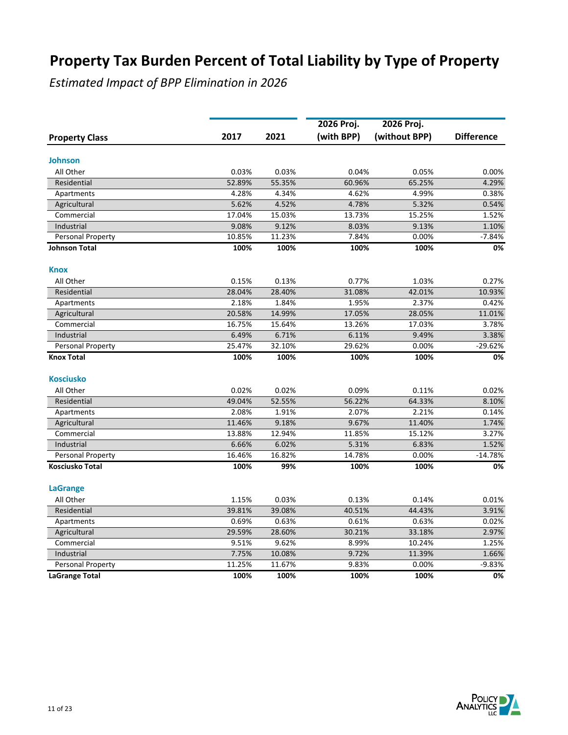# Property Tax Burden Percent of Total Liability by Type of Property

*Estimated Impact of BPP Elimination in 2026*

| Property Class | 2017 | 2021 | 2026 Proj. (with BPP) | 2026 Proj. (without BPP) | Difference |
|---|---|---|---|---|---|
| **Johnson** | | | | | |
| All Other | 0.03% | 0.03% | 0.04% | 0.05% | 0.00% |
| Residential | 52.89% | 55.35% | 60.96% | 65.25% | 4.29% |
| Apartments | 4.28% | 4.34% | 4.62% | 4.99% | 0.38% |
| Agricultural | 5.62% | 4.52% | 4.78% | 5.32% | 0.54% |
| Commercial | 17.04% | 15.03% | 13.73% | 15.25% | 1.52% |
| Industrial | 9.08% | 9.12% | 8.03% | 9.13% | 1.10% |
| Personal Property | 10.85% | 11.23% | 7.84% | 0.00% | -7.84% |
| **Johnson Total** | **100%** | **100%** | **100%** | **100%** | **0%** |
| **Knox** | | | | | |
| All Other | 0.15% | 0.13% | 0.77% | 1.03% | 0.27% |
| Residential | 28.04% | 28.40% | 31.08% | 42.01% | 10.93% |
| Apartments | 2.18% | 1.84% | 1.95% | 2.37% | 0.42% |
| Agricultural | 20.58% | 14.99% | 17.05% | 28.05% | 11.01% |
| Commercial | 16.75% | 15.64% | 13.26% | 17.03% | 3.78% |
| Industrial | 6.49% | 6.71% | 6.11% | 9.49% | 3.38% |
| Personal Property | 25.47% | 32.10% | 29.62% | 0.00% | -29.62% |
| **Knox Total** | **100%** | **100%** | **100%** | **100%** | **0%** |
| **Kosciusko** | | | | | |
| All Other | 0.02% | 0.02% | 0.09% | 0.11% | 0.02% |
| Residential | 49.04% | 52.55% | 56.22% | 64.33% | 8.10% |
| Apartments | 2.08% | 1.91% | 2.07% | 2.21% | 0.14% |
| Agricultural | 11.46% | 9.18% | 9.67% | 11.40% | 1.74% |
| Commercial | 13.88% | 12.94% | 11.85% | 15.12% | 3.27% |
| Industrial | 6.66% | 6.02% | 5.31% | 6.83% | 1.52% |
| Personal Property | 16.46% | 16.82% | 14.78% | 0.00% | -14.78% |
| **Kosciusko Total** | **100%** | **99%** | **100%** | **100%** | **0%** |
| **LaGrange** | | | | | |
| All Other | 1.15% | 0.03% | 0.13% | 0.14% | 0.01% |
| Residential | 39.81% | 39.08% | 40.51% | 44.43% | 3.91% |
| Apartments | 0.69% | 0.63% | 0.61% | 0.63% | 0.02% |
| Agricultural | 29.59% | 28.60% | 30.21% | 33.18% | 2.97% |
| Commercial | 9.51% | 9.62% | 8.99% | 10.24% | 1.25% |
| Industrial | 7.75% | 10.08% | 9.72% | 11.39% | 1.66% |
| Personal Property | 11.25% | 11.67% | 9.83% | 0.00% | -9.83% |
| **LaGrange Total** | **100%** | **100%** | **100%** | **100%** | **0%** |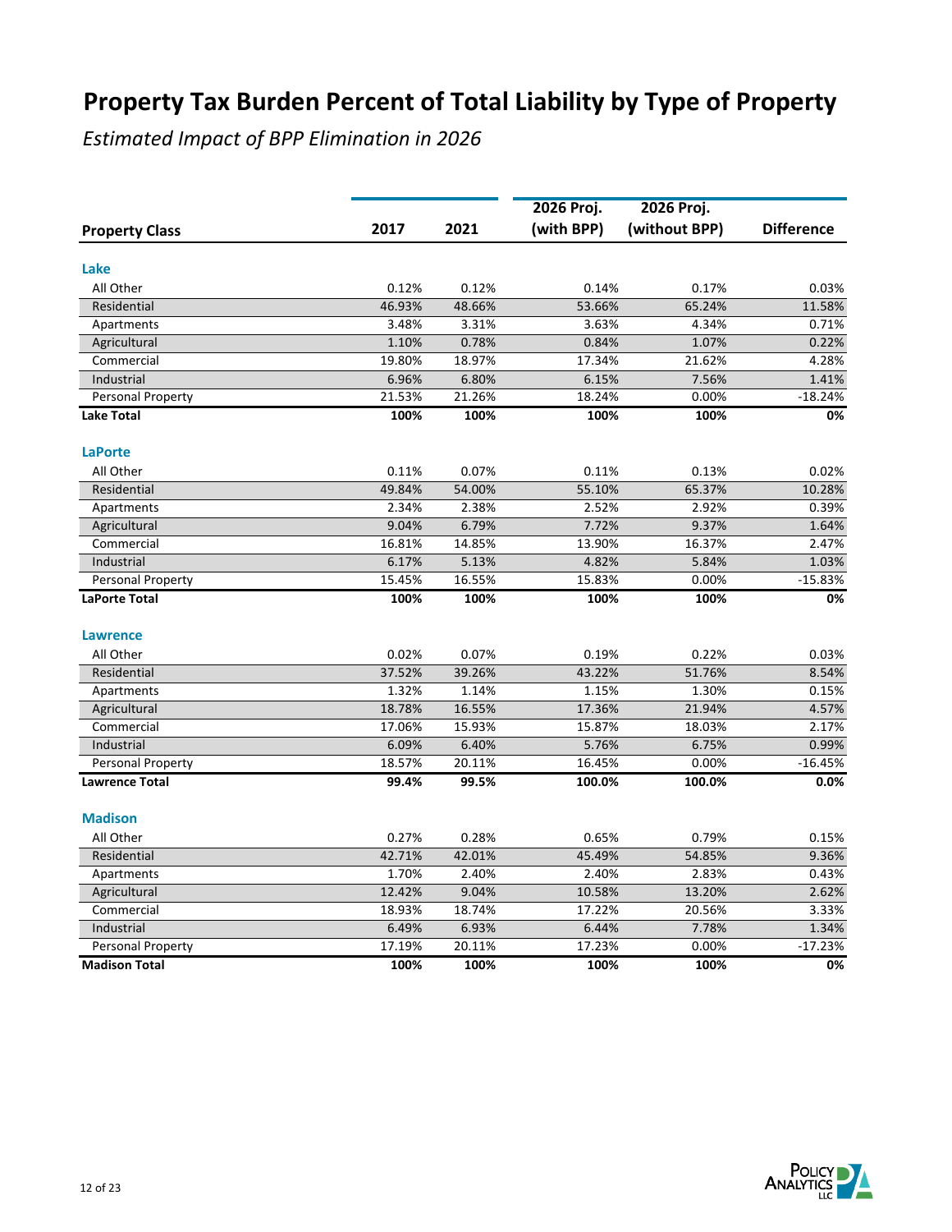# Property Tax Burden Percent of Total Liability by Type of Property

*Estimated Impact of BPP Elimination in 2026*

| Property Class | 2017 | 2021 | 2026 Proj. (with BPP) | 2026 Proj. (without BPP) | Difference |
|---|---|---|---|---|---|
| **Lake** | | | | | |
| All Other | 0.12% | 0.12% | 0.14% | 0.17% | 0.03% |
| Residential | 46.93% | 48.66% | 53.66% | 65.24% | 11.58% |
| Apartments | 3.48% | 3.31% | 3.63% | 4.34% | 0.71% |
| Agricultural | 1.10% | 0.78% | 0.84% | 1.07% | 0.22% |
| Commercial | 19.80% | 18.97% | 17.34% | 21.62% | 4.28% |
| Industrial | 6.96% | 6.80% | 6.15% | 7.56% | 1.41% |
| Personal Property | 21.53% | 21.26% | 18.24% | 0.00% | -18.24% |
| **Lake Total** | **100%** | **100%** | **100%** | **100%** | **0%** |
| **LaPorte** | | | | | |
| All Other | 0.11% | 0.07% | 0.11% | 0.13% | 0.02% |
| Residential | 49.84% | 54.00% | 55.10% | 65.37% | 10.28% |
| Apartments | 2.34% | 2.38% | 2.52% | 2.92% | 0.39% |
| Agricultural | 9.04% | 6.79% | 7.72% | 9.37% | 1.64% |
| Commercial | 16.81% | 14.85% | 13.90% | 16.37% | 2.47% |
| Industrial | 6.17% | 5.13% | 4.82% | 5.84% | 1.03% |
| Personal Property | 15.45% | 16.55% | 15.83% | 0.00% | -15.83% |
| **LaPorte Total** | **100%** | **100%** | **100%** | **100%** | **0%** |
| **Lawrence** | | | | | |
| All Other | 0.02% | 0.07% | 0.19% | 0.22% | 0.03% |
| Residential | 37.52% | 39.26% | 43.22% | 51.76% | 8.54% |
| Apartments | 1.32% | 1.14% | 1.15% | 1.30% | 0.15% |
| Agricultural | 18.78% | 16.55% | 17.36% | 21.94% | 4.57% |
| Commercial | 17.06% | 15.93% | 15.87% | 18.03% | 2.17% |
| Industrial | 6.09% | 6.40% | 5.76% | 6.75% | 0.99% |
| Personal Property | 18.57% | 20.11% | 16.45% | 0.00% | -16.45% |
| **Lawrence Total** | **99.4%** | **99.5%** | **100.0%** | **100.0%** | **0.0%** |
| **Madison** | | | | | |
| All Other | 0.27% | 0.28% | 0.65% | 0.79% | 0.15% |
| Residential | 42.71% | 42.01% | 45.49% | 54.85% | 9.36% |
| Apartments | 1.70% | 2.40% | 2.40% | 2.83% | 0.43% |
| Agricultural | 12.42% | 9.04% | 10.58% | 13.20% | 2.62% |
| Commercial | 18.93% | 18.74% | 17.22% | 20.56% | 3.33% |
| Industrial | 6.49% | 6.93% | 6.44% | 7.78% | 1.34% |
| Personal Property | 17.19% | 20.11% | 17.23% | 0.00% | -17.23% |
| **Madison Total** | **100%** | **100%** | **100%** | **100%** | **0%** |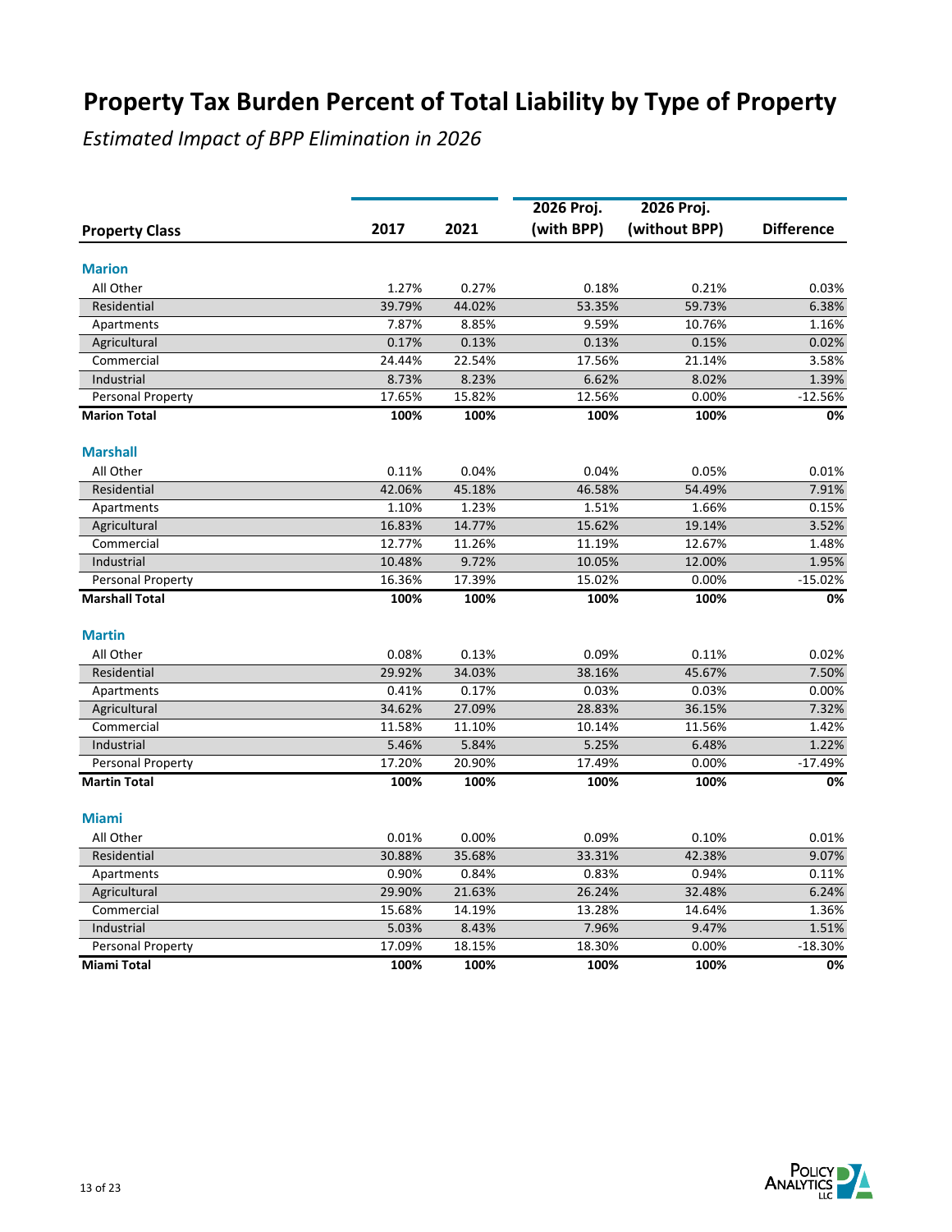# Property Tax Burden Percent of Total Liability by Type of Property

*Estimated Impact of BPP Elimination in 2026*

| Property Class | 2017 | 2021 | 2026 Proj. (with BPP) | 2026 Proj. (without BPP) | Difference |
|---|---|---|---|---|---|
| **Marion** | | | | | |
| All Other | 1.27% | 0.27% | 0.18% | 0.21% | 0.03% |
| Residential | 39.79% | 44.02% | 53.35% | 59.73% | 6.38% |
| Apartments | 7.87% | 8.85% | 9.59% | 10.76% | 1.16% |
| Agricultural | 0.17% | 0.13% | 0.13% | 0.15% | 0.02% |
| Commercial | 24.44% | 22.54% | 17.56% | 21.14% | 3.58% |
| Industrial | 8.73% | 8.23% | 6.62% | 8.02% | 1.39% |
| Personal Property | 17.65% | 15.82% | 12.56% | 0.00% | -12.56% |
| **Marion Total** | **100%** | **100%** | **100%** | **100%** | **0%** |
| **Marshall** | | | | | |
| All Other | 0.11% | 0.04% | 0.04% | 0.05% | 0.01% |
| Residential | 42.06% | 45.18% | 46.58% | 54.49% | 7.91% |
| Apartments | 1.10% | 1.23% | 1.51% | 1.66% | 0.15% |
| Agricultural | 16.83% | 14.77% | 15.62% | 19.14% | 3.52% |
| Commercial | 12.77% | 11.26% | 11.19% | 12.67% | 1.48% |
| Industrial | 10.48% | 9.72% | 10.05% | 12.00% | 1.95% |
| Personal Property | 16.36% | 17.39% | 15.02% | 0.00% | -15.02% |
| **Marshall Total** | **100%** | **100%** | **100%** | **100%** | **0%** |
| **Martin** | | | | | |
| All Other | 0.08% | 0.13% | 0.09% | 0.11% | 0.02% |
| Residential | 29.92% | 34.03% | 38.16% | 45.67% | 7.50% |
| Apartments | 0.41% | 0.17% | 0.03% | 0.03% | 0.00% |
| Agricultural | 34.62% | 27.09% | 28.83% | 36.15% | 7.32% |
| Commercial | 11.58% | 11.10% | 10.14% | 11.56% | 1.42% |
| Industrial | 5.46% | 5.84% | 5.25% | 6.48% | 1.22% |
| Personal Property | 17.20% | 20.90% | 17.49% | 0.00% | -17.49% |
| **Martin Total** | **100%** | **100%** | **100%** | **100%** | **0%** |
| **Miami** | | | | | |
| All Other | 0.01% | 0.00% | 0.09% | 0.10% | 0.01% |
| Residential | 30.88% | 35.68% | 33.31% | 42.38% | 9.07% |
| Apartments | 0.90% | 0.84% | 0.83% | 0.94% | 0.11% |
| Agricultural | 29.90% | 21.63% | 26.24% | 32.48% | 6.24% |
| Commercial | 15.68% | 14.19% | 13.28% | 14.64% | 1.36% |
| Industrial | 5.03% | 8.43% | 7.96% | 9.47% | 1.51% |
| Personal Property | 17.09% | 18.15% | 18.30% | 0.00% | -18.30% |
| **Miami Total** | **100%** | **100%** | **100%** | **100%** | **0%** |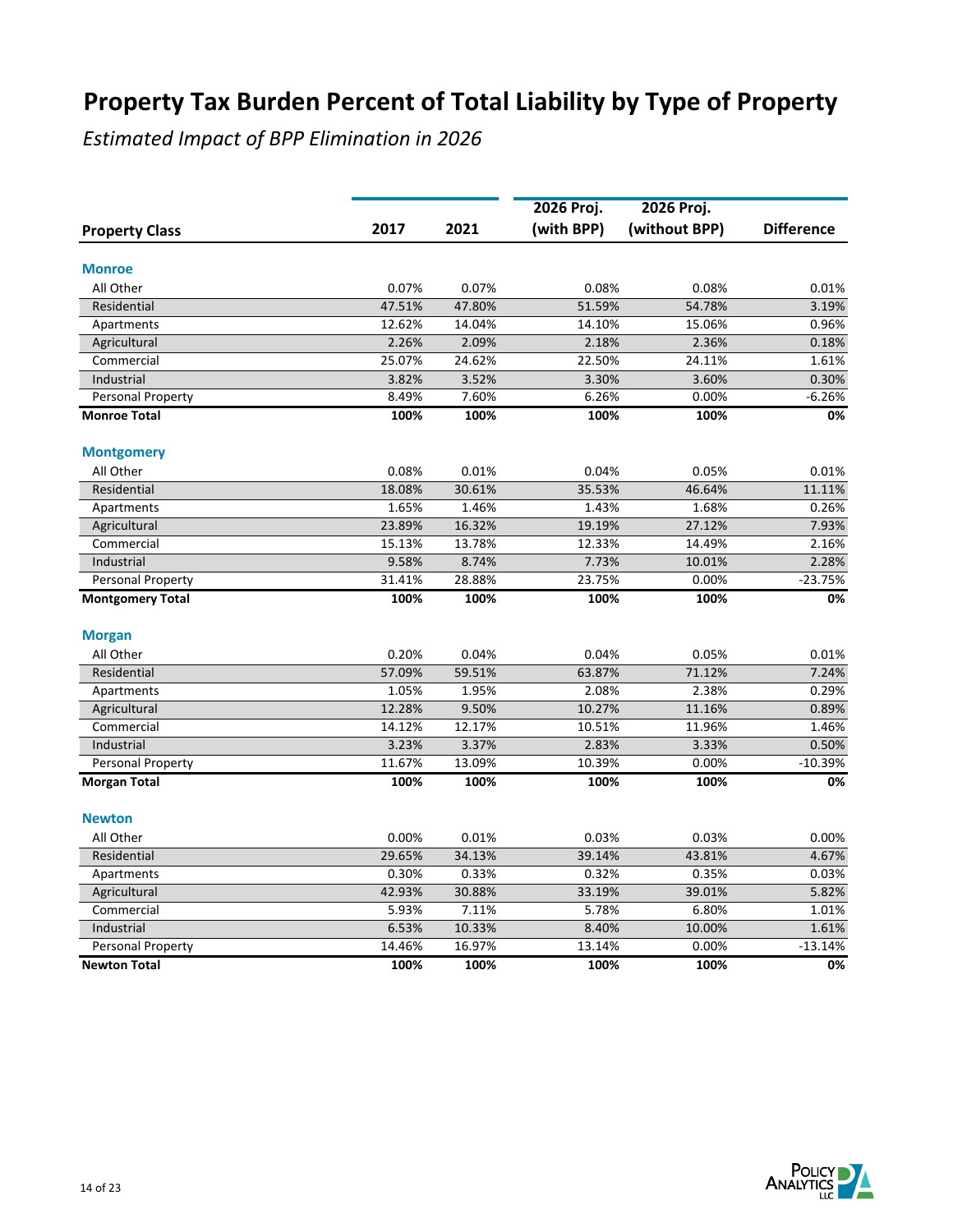# Property Tax Burden Percent of Total Liability by Type of Property

*Estimated Impact of BPP Elimination in 2026*

| Property Class | 2017 | 2021 | 2026 Proj. (with BPP) | 2026 Proj. (without BPP) | Difference |
|---|---|---|---|---|---|
| **Monroe** | | | | | |
| All Other | 0.07% | 0.07% | 0.08% | 0.08% | 0.01% |
| Residential | 47.51% | 47.80% | 51.59% | 54.78% | 3.19% |
| Apartments | 12.62% | 14.04% | 14.10% | 15.06% | 0.96% |
| Agricultural | 2.26% | 2.09% | 2.18% | 2.36% | 0.18% |
| Commercial | 25.07% | 24.62% | 22.50% | 24.11% | 1.61% |
| Industrial | 3.82% | 3.52% | 3.30% | 3.60% | 0.30% |
| Personal Property | 8.49% | 7.60% | 6.26% | 0.00% | -6.26% |
| **Monroe Total** | **100%** | **100%** | **100%** | **100%** | **0%** |
| **Montgomery** | | | | | |
| All Other | 0.08% | 0.01% | 0.04% | 0.05% | 0.01% |
| Residential | 18.08% | 30.61% | 35.53% | 46.64% | 11.11% |
| Apartments | 1.65% | 1.46% | 1.43% | 1.68% | 0.26% |
| Agricultural | 23.89% | 16.32% | 19.19% | 27.12% | 7.93% |
| Commercial | 15.13% | 13.78% | 12.33% | 14.49% | 2.16% |
| Industrial | 9.58% | 8.74% | 7.73% | 10.01% | 2.28% |
| Personal Property | 31.41% | 28.88% | 23.75% | 0.00% | -23.75% |
| **Montgomery Total** | **100%** | **100%** | **100%** | **100%** | **0%** |
| **Morgan** | | | | | |
| All Other | 0.20% | 0.04% | 0.04% | 0.05% | 0.01% |
| Residential | 57.09% | 59.51% | 63.87% | 71.12% | 7.24% |
| Apartments | 1.05% | 1.95% | 2.08% | 2.38% | 0.29% |
| Agricultural | 12.28% | 9.50% | 10.27% | 11.16% | 0.89% |
| Commercial | 14.12% | 12.17% | 10.51% | 11.96% | 1.46% |
| Industrial | 3.23% | 3.37% | 2.83% | 3.33% | 0.50% |
| Personal Property | 11.67% | 13.09% | 10.39% | 0.00% | -10.39% |
| **Morgan Total** | **100%** | **100%** | **100%** | **100%** | **0%** |
| **Newton** | | | | | |
| All Other | 0.00% | 0.01% | 0.03% | 0.03% | 0.00% |
| Residential | 29.65% | 34.13% | 39.14% | 43.81% | 4.67% |
| Apartments | 0.30% | 0.33% | 0.32% | 0.35% | 0.03% |
| Agricultural | 42.93% | 30.88% | 33.19% | 39.01% | 5.82% |
| Commercial | 5.93% | 7.11% | 5.78% | 6.80% | 1.01% |
| Industrial | 6.53% | 10.33% | 8.40% | 10.00% | 1.61% |
| Personal Property | 14.46% | 16.97% | 13.14% | 0.00% | -13.14% |
| **Newton Total** | **100%** | **100%** | **100%** | **100%** | **0%** |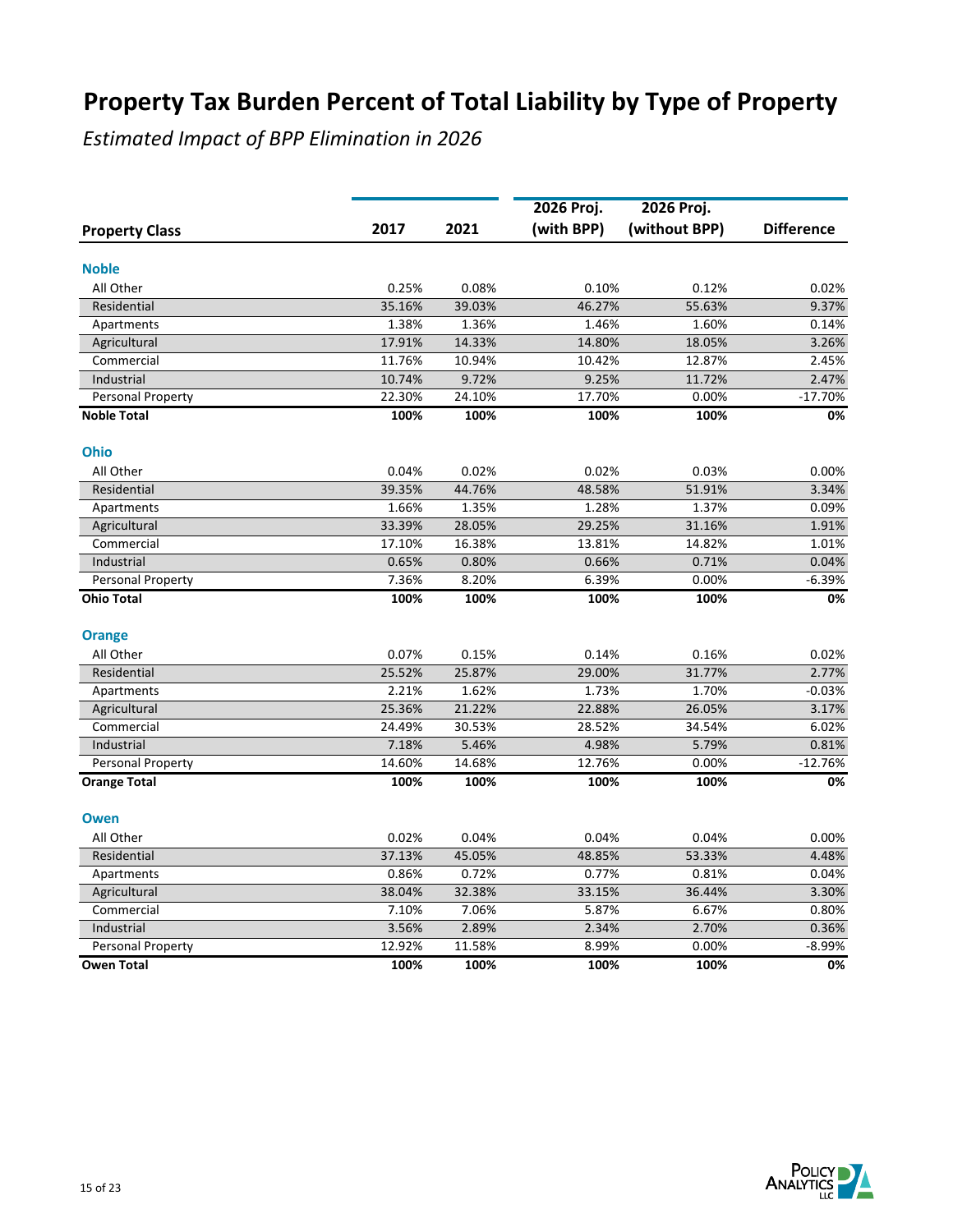# Property Tax Burden Percent of Total Liability by Type of Property

*Estimated Impact of BPP Elimination in 2026*

| Property Class | 2017 | 2021 | 2026 Proj. (with BPP) | 2026 Proj. (without BPP) | Difference |
|---|---|---|---|---|---|
| **Noble** | | | | | |
| All Other | 0.25% | 0.08% | 0.10% | 0.12% | 0.02% |
| Residential | 35.16% | 39.03% | 46.27% | 55.63% | 9.37% |
| Apartments | 1.38% | 1.36% | 1.46% | 1.60% | 0.14% |
| Agricultural | 17.91% | 14.33% | 14.80% | 18.05% | 3.26% |
| Commercial | 11.76% | 10.94% | 10.42% | 12.87% | 2.45% |
| Industrial | 10.74% | 9.72% | 9.25% | 11.72% | 2.47% |
| Personal Property | 22.30% | 24.10% | 17.70% | 0.00% | -17.70% |
| **Noble Total** | **100%** | **100%** | **100%** | **100%** | **0%** |
| **Ohio** | | | | | |
| All Other | 0.04% | 0.02% | 0.02% | 0.03% | 0.00% |
| Residential | 39.35% | 44.76% | 48.58% | 51.91% | 3.34% |
| Apartments | 1.66% | 1.35% | 1.28% | 1.37% | 0.09% |
| Agricultural | 33.39% | 28.05% | 29.25% | 31.16% | 1.91% |
| Commercial | 17.10% | 16.38% | 13.81% | 14.82% | 1.01% |
| Industrial | 0.65% | 0.80% | 0.66% | 0.71% | 0.04% |
| Personal Property | 7.36% | 8.20% | 6.39% | 0.00% | -6.39% |
| **Ohio Total** | **100%** | **100%** | **100%** | **100%** | **0%** |
| **Orange** | | | | | |
| All Other | 0.07% | 0.15% | 0.14% | 0.16% | 0.02% |
| Residential | 25.52% | 25.87% | 29.00% | 31.77% | 2.77% |
| Apartments | 2.21% | 1.62% | 1.73% | 1.70% | -0.03% |
| Agricultural | 25.36% | 21.22% | 22.88% | 26.05% | 3.17% |
| Commercial | 24.49% | 30.53% | 28.52% | 34.54% | 6.02% |
| Industrial | 7.18% | 5.46% | 4.98% | 5.79% | 0.81% |
| Personal Property | 14.60% | 14.68% | 12.76% | 0.00% | -12.76% |
| **Orange Total** | **100%** | **100%** | **100%** | **100%** | **0%** |
| **Owen** | | | | | |
| All Other | 0.02% | 0.04% | 0.04% | 0.04% | 0.00% |
| Residential | 37.13% | 45.05% | 48.85% | 53.33% | 4.48% |
| Apartments | 0.86% | 0.72% | 0.77% | 0.81% | 0.04% |
| Agricultural | 38.04% | 32.38% | 33.15% | 36.44% | 3.30% |
| Commercial | 7.10% | 7.06% | 5.87% | 6.67% | 0.80% |
| Industrial | 3.56% | 2.89% | 2.34% | 2.70% | 0.36% |
| Personal Property | 12.92% | 11.58% | 8.99% | 0.00% | -8.99% |
| **Owen Total** | **100%** | **100%** | **100%** | **100%** | **0%** |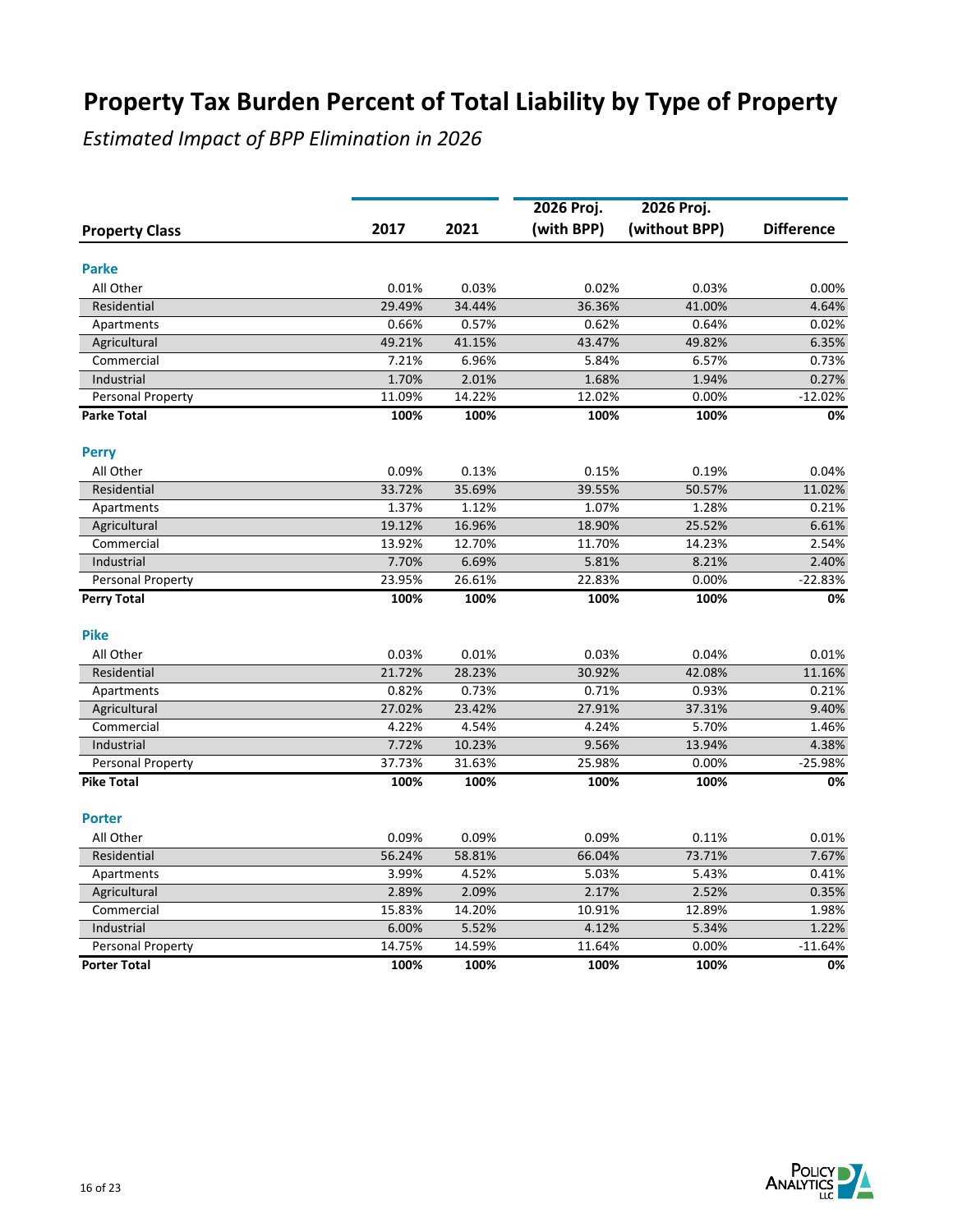# Property Tax Burden Percent of Total Liability by Type of Property

*Estimated Impact of BPP Elimination in 2026*

| Property Class | 2017 | 2021 | 2026 Proj. (with BPP) | 2026 Proj. (without BPP) | Difference |
|---|---|---|---|---|---|
| **Parke** | | | | | |
| All Other | 0.01% | 0.03% | 0.02% | 0.03% | 0.00% |
| Residential | 29.49% | 34.44% | 36.36% | 41.00% | 4.64% |
| Apartments | 0.66% | 0.57% | 0.62% | 0.64% | 0.02% |
| Agricultural | 49.21% | 41.15% | 43.47% | 49.82% | 6.35% |
| Commercial | 7.21% | 6.96% | 5.84% | 6.57% | 0.73% |
| Industrial | 1.70% | 2.01% | 1.68% | 1.94% | 0.27% |
| Personal Property | 11.09% | 14.22% | 12.02% | 0.00% | -12.02% |
| **Parke Total** | **100%** | **100%** | **100%** | **100%** | **0%** |
| **Perry** | | | | | |
| All Other | 0.09% | 0.13% | 0.15% | 0.19% | 0.04% |
| Residential | 33.72% | 35.69% | 39.55% | 50.57% | 11.02% |
| Apartments | 1.37% | 1.12% | 1.07% | 1.28% | 0.21% |
| Agricultural | 19.12% | 16.96% | 18.90% | 25.52% | 6.61% |
| Commercial | 13.92% | 12.70% | 11.70% | 14.23% | 2.54% |
| Industrial | 7.70% | 6.69% | 5.81% | 8.21% | 2.40% |
| Personal Property | 23.95% | 26.61% | 22.83% | 0.00% | -22.83% |
| **Perry Total** | **100%** | **100%** | **100%** | **100%** | **0%** |
| **Pike** | | | | | |
| All Other | 0.03% | 0.01% | 0.03% | 0.04% | 0.01% |
| Residential | 21.72% | 28.23% | 30.92% | 42.08% | 11.16% |
| Apartments | 0.82% | 0.73% | 0.71% | 0.93% | 0.21% |
| Agricultural | 27.02% | 23.42% | 27.91% | 37.31% | 9.40% |
| Commercial | 4.22% | 4.54% | 4.24% | 5.70% | 1.46% |
| Industrial | 7.72% | 10.23% | 9.56% | 13.94% | 4.38% |
| Personal Property | 37.73% | 31.63% | 25.98% | 0.00% | -25.98% |
| **Pike Total** | **100%** | **100%** | **100%** | **100%** | **0%** |
| **Porter** | | | | | |
| All Other | 0.09% | 0.09% | 0.09% | 0.11% | 0.01% |
| Residential | 56.24% | 58.81% | 66.04% | 73.71% | 7.67% |
| Apartments | 3.99% | 4.52% | 5.03% | 5.43% | 0.41% |
| Agricultural | 2.89% | 2.09% | 2.17% | 2.52% | 0.35% |
| Commercial | 15.83% | 14.20% | 10.91% | 12.89% | 1.98% |
| Industrial | 6.00% | 5.52% | 4.12% | 5.34% | 1.22% |
| Personal Property | 14.75% | 14.59% | 11.64% | 0.00% | -11.64% |
| **Porter Total** | **100%** | **100%** | **100%** | **100%** | **0%** |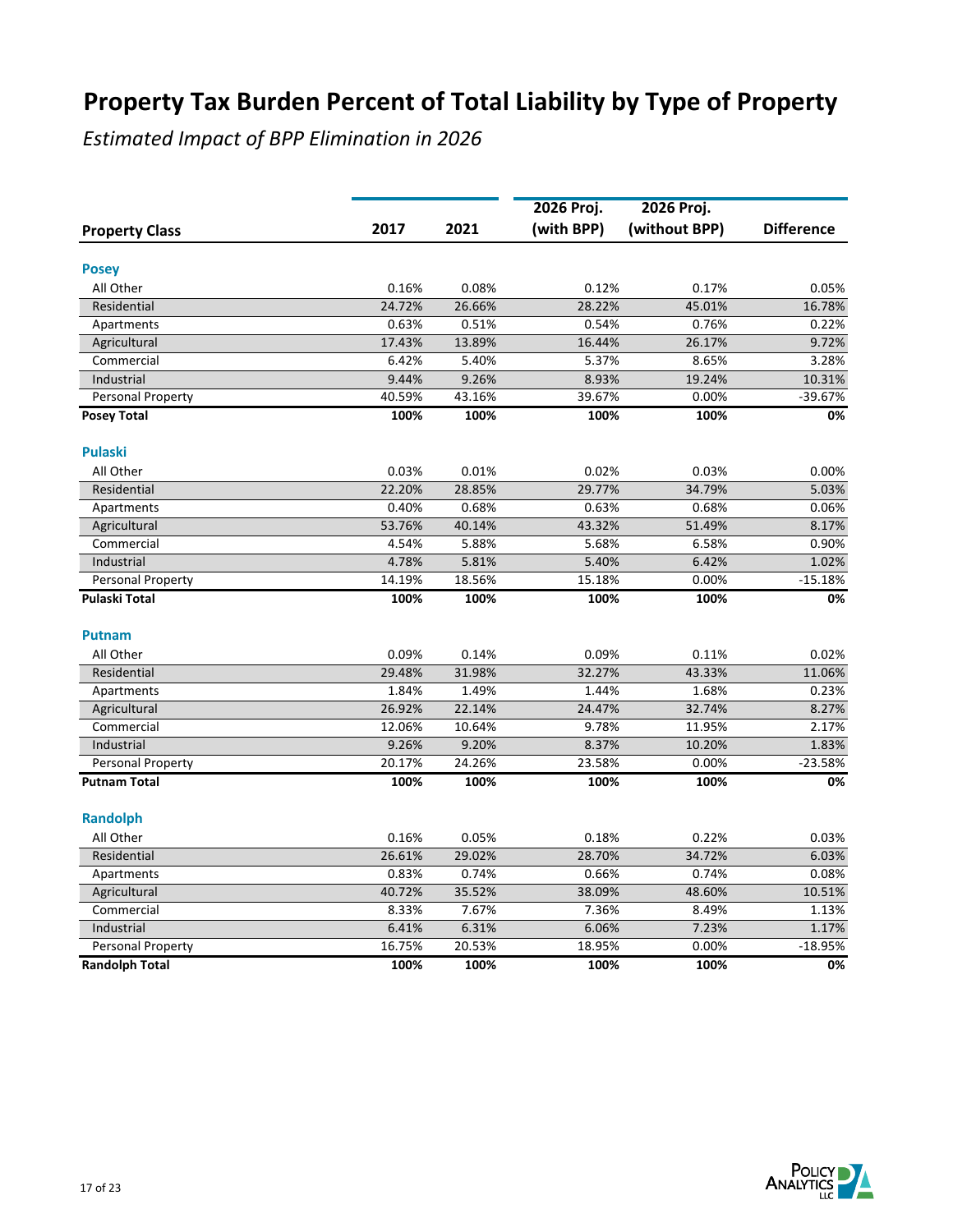# Property Tax Burden Percent of Total Liability by Type of Property

*Estimated Impact of BPP Elimination in 2026*

| Property Class | 2017 | 2021 | 2026 Proj. (with BPP) | 2026 Proj. (without BPP) | Difference |
|---|---|---|---|---|---|
| **Posey** | | | | | |
| All Other | 0.16% | 0.08% | 0.12% | 0.17% | 0.05% |
| Residential | 24.72% | 26.66% | 28.22% | 45.01% | 16.78% |
| Apartments | 0.63% | 0.51% | 0.54% | 0.76% | 0.22% |
| Agricultural | 17.43% | 13.89% | 16.44% | 26.17% | 9.72% |
| Commercial | 6.42% | 5.40% | 5.37% | 8.65% | 3.28% |
| Industrial | 9.44% | 9.26% | 8.93% | 19.24% | 10.31% |
| Personal Property | 40.59% | 43.16% | 39.67% | 0.00% | -39.67% |
| **Posey Total** | **100%** | **100%** | **100%** | **100%** | **0%** |
| **Pulaski** | | | | | |
| All Other | 0.03% | 0.01% | 0.02% | 0.03% | 0.00% |
| Residential | 22.20% | 28.85% | 29.77% | 34.79% | 5.03% |
| Apartments | 0.40% | 0.68% | 0.63% | 0.68% | 0.06% |
| Agricultural | 53.76% | 40.14% | 43.32% | 51.49% | 8.17% |
| Commercial | 4.54% | 5.88% | 5.68% | 6.58% | 0.90% |
| Industrial | 4.78% | 5.81% | 5.40% | 6.42% | 1.02% |
| Personal Property | 14.19% | 18.56% | 15.18% | 0.00% | -15.18% |
| **Pulaski Total** | **100%** | **100%** | **100%** | **100%** | **0%** |
| **Putnam** | | | | | |
| All Other | 0.09% | 0.14% | 0.09% | 0.11% | 0.02% |
| Residential | 29.48% | 31.98% | 32.27% | 43.33% | 11.06% |
| Apartments | 1.84% | 1.49% | 1.44% | 1.68% | 0.23% |
| Agricultural | 26.92% | 22.14% | 24.47% | 32.74% | 8.27% |
| Commercial | 12.06% | 10.64% | 9.78% | 11.95% | 2.17% |
| Industrial | 9.26% | 9.20% | 8.37% | 10.20% | 1.83% |
| Personal Property | 20.17% | 24.26% | 23.58% | 0.00% | -23.58% |
| **Putnam Total** | **100%** | **100%** | **100%** | **100%** | **0%** |
| **Randolph** | | | | | |
| All Other | 0.16% | 0.05% | 0.18% | 0.22% | 0.03% |
| Residential | 26.61% | 29.02% | 28.70% | 34.72% | 6.03% |
| Apartments | 0.83% | 0.74% | 0.66% | 0.74% | 0.08% |
| Agricultural | 40.72% | 35.52% | 38.09% | 48.60% | 10.51% |
| Commercial | 8.33% | 7.67% | 7.36% | 8.49% | 1.13% |
| Industrial | 6.41% | 6.31% | 6.06% | 7.23% | 1.17% |
| Personal Property | 16.75% | 20.53% | 18.95% | 0.00% | -18.95% |
| **Randolph Total** | **100%** | **100%** | **100%** | **100%** | **0%** |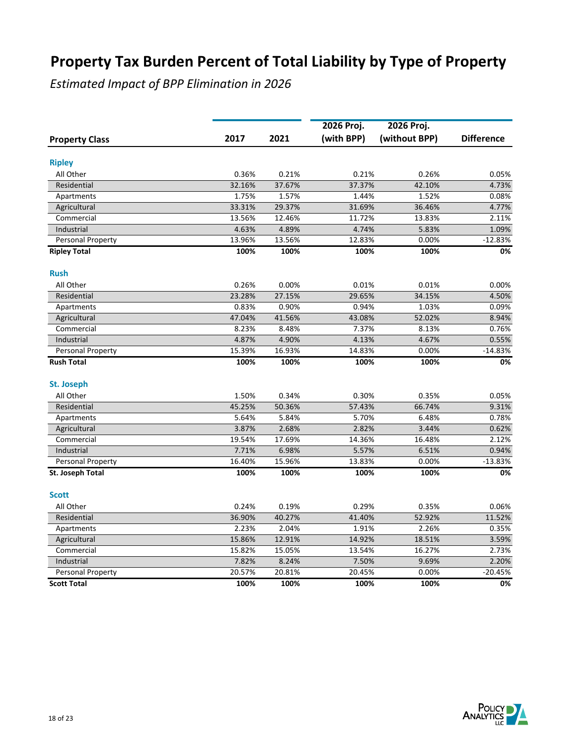# Property Tax Burden Percent of Total Liability by Type of Property

*Estimated Impact of BPP Elimination in 2026*

| Property Class | 2017 | 2021 | 2026 Proj. (with BPP) | 2026 Proj. (without BPP) | Difference |
|---|---|---|---|---|---|
| **Ripley** | | | | | |
| All Other | 0.36% | 0.21% | 0.21% | 0.26% | 0.05% |
| Residential | 32.16% | 37.67% | 37.37% | 42.10% | 4.73% |
| Apartments | 1.75% | 1.57% | 1.44% | 1.52% | 0.08% |
| Agricultural | 33.31% | 29.37% | 31.69% | 36.46% | 4.77% |
| Commercial | 13.56% | 12.46% | 11.72% | 13.83% | 2.11% |
| Industrial | 4.63% | 4.89% | 4.74% | 5.83% | 1.09% |
| Personal Property | 13.96% | 13.56% | 12.83% | 0.00% | -12.83% |
| **Ripley Total** | **100%** | **100%** | **100%** | **100%** | **0%** |
| **Rush** | | | | | |
| All Other | 0.26% | 0.00% | 0.01% | 0.01% | 0.00% |
| Residential | 23.28% | 27.15% | 29.65% | 34.15% | 4.50% |
| Apartments | 0.83% | 0.90% | 0.94% | 1.03% | 0.09% |
| Agricultural | 47.04% | 41.56% | 43.08% | 52.02% | 8.94% |
| Commercial | 8.23% | 8.48% | 7.37% | 8.13% | 0.76% |
| Industrial | 4.87% | 4.90% | 4.13% | 4.67% | 0.55% |
| Personal Property | 15.39% | 16.93% | 14.83% | 0.00% | -14.83% |
| **Rush Total** | **100%** | **100%** | **100%** | **100%** | **0%** |
| **St. Joseph** | | | | | |
| All Other | 1.50% | 0.34% | 0.30% | 0.35% | 0.05% |
| Residential | 45.25% | 50.36% | 57.43% | 66.74% | 9.31% |
| Apartments | 5.64% | 5.84% | 5.70% | 6.48% | 0.78% |
| Agricultural | 3.87% | 2.68% | 2.82% | 3.44% | 0.62% |
| Commercial | 19.54% | 17.69% | 14.36% | 16.48% | 2.12% |
| Industrial | 7.71% | 6.98% | 5.57% | 6.51% | 0.94% |
| Personal Property | 16.40% | 15.96% | 13.83% | 0.00% | -13.83% |
| **St. Joseph Total** | **100%** | **100%** | **100%** | **100%** | **0%** |
| **Scott** | | | | | |
| All Other | 0.24% | 0.19% | 0.29% | 0.35% | 0.06% |
| Residential | 36.90% | 40.27% | 41.40% | 52.92% | 11.52% |
| Apartments | 2.23% | 2.04% | 1.91% | 2.26% | 0.35% |
| Agricultural | 15.86% | 12.91% | 14.92% | 18.51% | 3.59% |
| Commercial | 15.82% | 15.05% | 13.54% | 16.27% | 2.73% |
| Industrial | 7.82% | 8.24% | 7.50% | 9.69% | 2.20% |
| Personal Property | 20.57% | 20.81% | 20.45% | 0.00% | -20.45% |
| **Scott Total** | **100%** | **100%** | **100%** | **100%** | **0%** |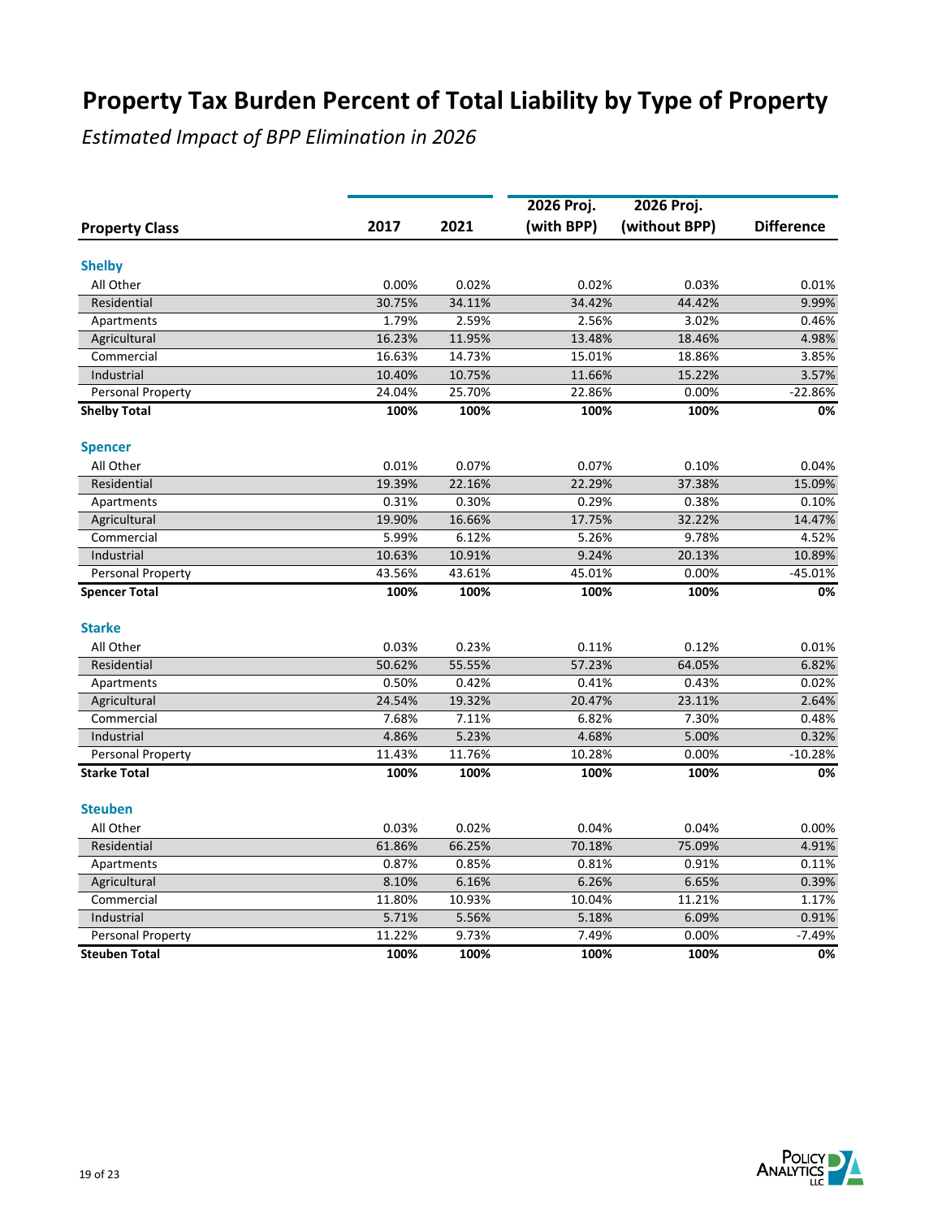# Property Tax Burden Percent of Total Liability by Type of Property

*Estimated Impact of BPP Elimination in 2026*

| Property Class | 2017 | 2021 | 2026 Proj. (with BPP) | 2026 Proj. (without BPP) | Difference |
|---|---|---|---|---|---|
| **Shelby** | | | | | |
| All Other | 0.00% | 0.02% | 0.02% | 0.03% | 0.01% |
| Residential | 30.75% | 34.11% | 34.42% | 44.42% | 9.99% |
| Apartments | 1.79% | 2.59% | 2.56% | 3.02% | 0.46% |
| Agricultural | 16.23% | 11.95% | 13.48% | 18.46% | 4.98% |
| Commercial | 16.63% | 14.73% | 15.01% | 18.86% | 3.85% |
| Industrial | 10.40% | 10.75% | 11.66% | 15.22% | 3.57% |
| Personal Property | 24.04% | 25.70% | 22.86% | 0.00% | -22.86% |
| **Shelby Total** | **100%** | **100%** | **100%** | **100%** | **0%** |
| **Spencer** | | | | | |
| All Other | 0.01% | 0.07% | 0.07% | 0.10% | 0.04% |
| Residential | 19.39% | 22.16% | 22.29% | 37.38% | 15.09% |
| Apartments | 0.31% | 0.30% | 0.29% | 0.38% | 0.10% |
| Agricultural | 19.90% | 16.66% | 17.75% | 32.22% | 14.47% |
| Commercial | 5.99% | 6.12% | 5.26% | 9.78% | 4.52% |
| Industrial | 10.63% | 10.91% | 9.24% | 20.13% | 10.89% |
| Personal Property | 43.56% | 43.61% | 45.01% | 0.00% | -45.01% |
| **Spencer Total** | **100%** | **100%** | **100%** | **100%** | **0%** |
| **Starke** | | | | | |
| All Other | 0.03% | 0.23% | 0.11% | 0.12% | 0.01% |
| Residential | 50.62% | 55.55% | 57.23% | 64.05% | 6.82% |
| Apartments | 0.50% | 0.42% | 0.41% | 0.43% | 0.02% |
| Agricultural | 24.54% | 19.32% | 20.47% | 23.11% | 2.64% |
| Commercial | 7.68% | 7.11% | 6.82% | 7.30% | 0.48% |
| Industrial | 4.86% | 5.23% | 4.68% | 5.00% | 0.32% |
| Personal Property | 11.43% | 11.76% | 10.28% | 0.00% | -10.28% |
| **Starke Total** | **100%** | **100%** | **100%** | **100%** | **0%** |
| **Steuben** | | | | | |
| All Other | 0.03% | 0.02% | 0.04% | 0.04% | 0.00% |
| Residential | 61.86% | 66.25% | 70.18% | 75.09% | 4.91% |
| Apartments | 0.87% | 0.85% | 0.81% | 0.91% | 0.11% |
| Agricultural | 8.10% | 6.16% | 6.26% | 6.65% | 0.39% |
| Commercial | 11.80% | 10.93% | 10.04% | 11.21% | 1.17% |
| Industrial | 5.71% | 5.56% | 5.18% | 6.09% | 0.91% |
| Personal Property | 11.22% | 9.73% | 7.49% | 0.00% | -7.49% |
| **Steuben Total** | **100%** | **100%** | **100%** | **100%** | **0%** |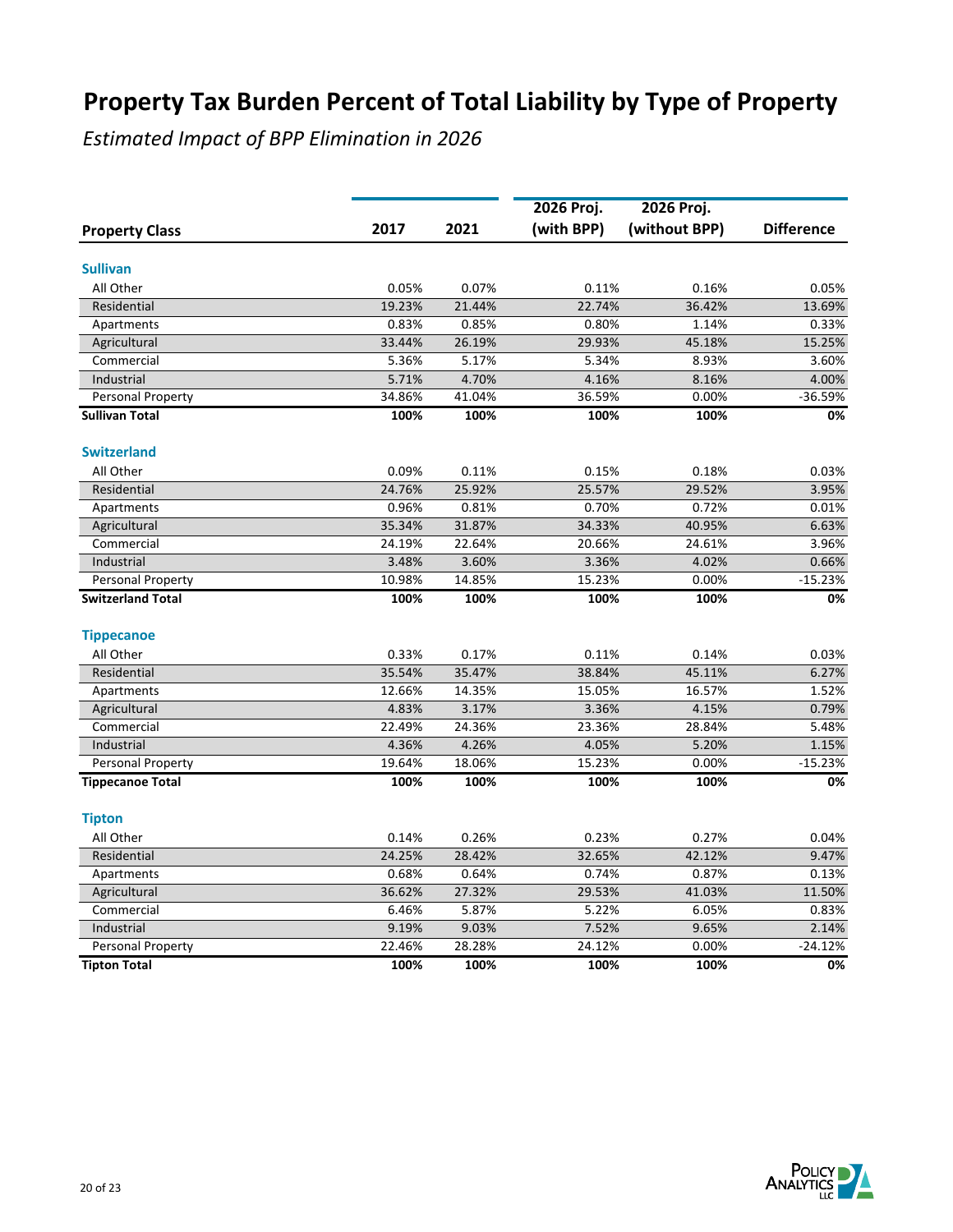# Property Tax Burden Percent of Total Liability by Type of Property

*Estimated Impact of BPP Elimination in 2026*

| Property Class | 2017 | 2021 | 2026 Proj. (with BPP) | 2026 Proj. (without BPP) | Difference |
|---|---|---|---|---|---|
| **Sullivan** | | | | | |
| All Other | 0.05% | 0.07% | 0.11% | 0.16% | 0.05% |
| Residential | 19.23% | 21.44% | 22.74% | 36.42% | 13.69% |
| Apartments | 0.83% | 0.85% | 0.80% | 1.14% | 0.33% |
| Agricultural | 33.44% | 26.19% | 29.93% | 45.18% | 15.25% |
| Commercial | 5.36% | 5.17% | 5.34% | 8.93% | 3.60% |
| Industrial | 5.71% | 4.70% | 4.16% | 8.16% | 4.00% |
| Personal Property | 34.86% | 41.04% | 36.59% | 0.00% | -36.59% |
| **Sullivan Total** | **100%** | **100%** | **100%** | **100%** | **0%** |
| **Switzerland** | | | | | |
| All Other | 0.09% | 0.11% | 0.15% | 0.18% | 0.03% |
| Residential | 24.76% | 25.92% | 25.57% | 29.52% | 3.95% |
| Apartments | 0.96% | 0.81% | 0.70% | 0.72% | 0.01% |
| Agricultural | 35.34% | 31.87% | 34.33% | 40.95% | 6.63% |
| Commercial | 24.19% | 22.64% | 20.66% | 24.61% | 3.96% |
| Industrial | 3.48% | 3.60% | 3.36% | 4.02% | 0.66% |
| Personal Property | 10.98% | 14.85% | 15.23% | 0.00% | -15.23% |
| **Switzerland Total** | **100%** | **100%** | **100%** | **100%** | **0%** |
| **Tippecanoe** | | | | | |
| All Other | 0.33% | 0.17% | 0.11% | 0.14% | 0.03% |
| Residential | 35.54% | 35.47% | 38.84% | 45.11% | 6.27% |
| Apartments | 12.66% | 14.35% | 15.05% | 16.57% | 1.52% |
| Agricultural | 4.83% | 3.17% | 3.36% | 4.15% | 0.79% |
| Commercial | 22.49% | 24.36% | 23.36% | 28.84% | 5.48% |
| Industrial | 4.36% | 4.26% | 4.05% | 5.20% | 1.15% |
| Personal Property | 19.64% | 18.06% | 15.23% | 0.00% | -15.23% |
| **Tippecanoe Total** | **100%** | **100%** | **100%** | **100%** | **0%** |
| **Tipton** | | | | | |
| All Other | 0.14% | 0.26% | 0.23% | 0.27% | 0.04% |
| Residential | 24.25% | 28.42% | 32.65% | 42.12% | 9.47% |
| Apartments | 0.68% | 0.64% | 0.74% | 0.87% | 0.13% |
| Agricultural | 36.62% | 27.32% | 29.53% | 41.03% | 11.50% |
| Commercial | 6.46% | 5.87% | 5.22% | 6.05% | 0.83% |
| Industrial | 9.19% | 9.03% | 7.52% | 9.65% | 2.14% |
| Personal Property | 22.46% | 28.28% | 24.12% | 0.00% | -24.12% |
| **Tipton Total** | **100%** | **100%** | **100%** | **100%** | **0%** |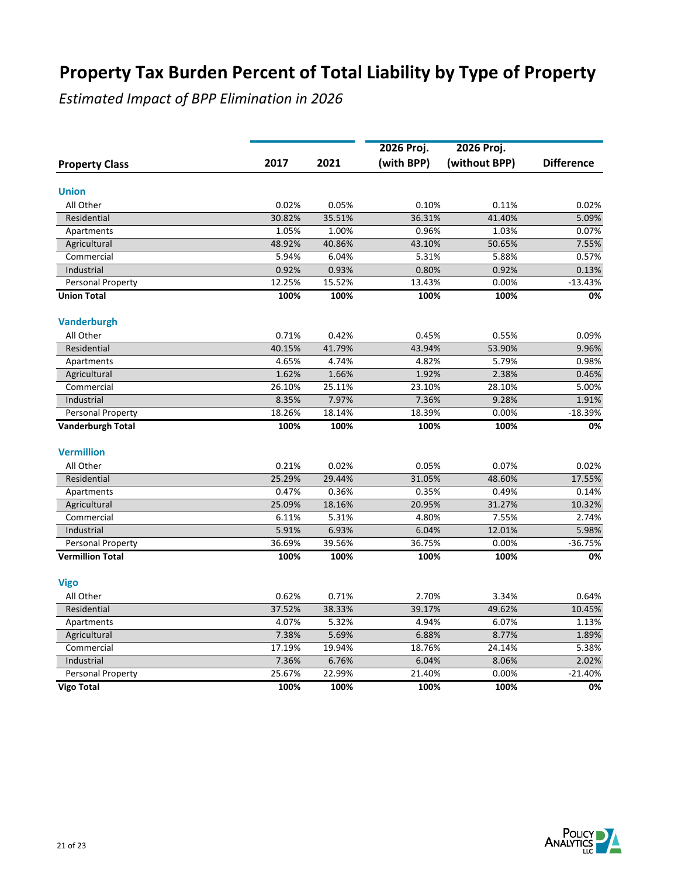# Property Tax Burden Percent of Total Liability by Type of Property

*Estimated Impact of BPP Elimination in 2026*

| Property Class | 2017 | 2021 | 2026 Proj. (with BPP) | 2026 Proj. (without BPP) | Difference |
|---|---|---|---|---|---|
| **Union** | | | | | |
| All Other | 0.02% | 0.05% | 0.10% | 0.11% | 0.02% |
| Residential | 30.82% | 35.51% | 36.31% | 41.40% | 5.09% |
| Apartments | 1.05% | 1.00% | 0.96% | 1.03% | 0.07% |
| Agricultural | 48.92% | 40.86% | 43.10% | 50.65% | 7.55% |
| Commercial | 5.94% | 6.04% | 5.31% | 5.88% | 0.57% |
| Industrial | 0.92% | 0.93% | 0.80% | 0.92% | 0.13% |
| Personal Property | 12.25% | 15.52% | 13.43% | 0.00% | -13.43% |
| **Union Total** | **100%** | **100%** | **100%** | **100%** | **0%** |
| **Vanderburgh** | | | | | |
| All Other | 0.71% | 0.42% | 0.45% | 0.55% | 0.09% |
| Residential | 40.15% | 41.79% | 43.94% | 53.90% | 9.96% |
| Apartments | 4.65% | 4.74% | 4.82% | 5.79% | 0.98% |
| Agricultural | 1.62% | 1.66% | 1.92% | 2.38% | 0.46% |
| Commercial | 26.10% | 25.11% | 23.10% | 28.10% | 5.00% |
| Industrial | 8.35% | 7.97% | 7.36% | 9.28% | 1.91% |
| Personal Property | 18.26% | 18.14% | 18.39% | 0.00% | -18.39% |
| **Vanderburgh Total** | **100%** | **100%** | **100%** | **100%** | **0%** |
| **Vermillion** | | | | | |
| All Other | 0.21% | 0.02% | 0.05% | 0.07% | 0.02% |
| Residential | 25.29% | 29.44% | 31.05% | 48.60% | 17.55% |
| Apartments | 0.47% | 0.36% | 0.35% | 0.49% | 0.14% |
| Agricultural | 25.09% | 18.16% | 20.95% | 31.27% | 10.32% |
| Commercial | 6.11% | 5.31% | 4.80% | 7.55% | 2.74% |
| Industrial | 5.91% | 6.93% | 6.04% | 12.01% | 5.98% |
| Personal Property | 36.69% | 39.56% | 36.75% | 0.00% | -36.75% |
| **Vermillion Total** | **100%** | **100%** | **100%** | **100%** | **0%** |
| **Vigo** | | | | | |
| All Other | 0.62% | 0.71% | 2.70% | 3.34% | 0.64% |
| Residential | 37.52% | 38.33% | 39.17% | 49.62% | 10.45% |
| Apartments | 4.07% | 5.32% | 4.94% | 6.07% | 1.13% |
| Agricultural | 7.38% | 5.69% | 6.88% | 8.77% | 1.89% |
| Commercial | 17.19% | 19.94% | 18.76% | 24.14% | 5.38% |
| Industrial | 7.36% | 6.76% | 6.04% | 8.06% | 2.02% |
| Personal Property | 25.67% | 22.99% | 21.40% | 0.00% | -21.40% |
| **Vigo Total** | **100%** | **100%** | **100%** | **100%** | **0%** |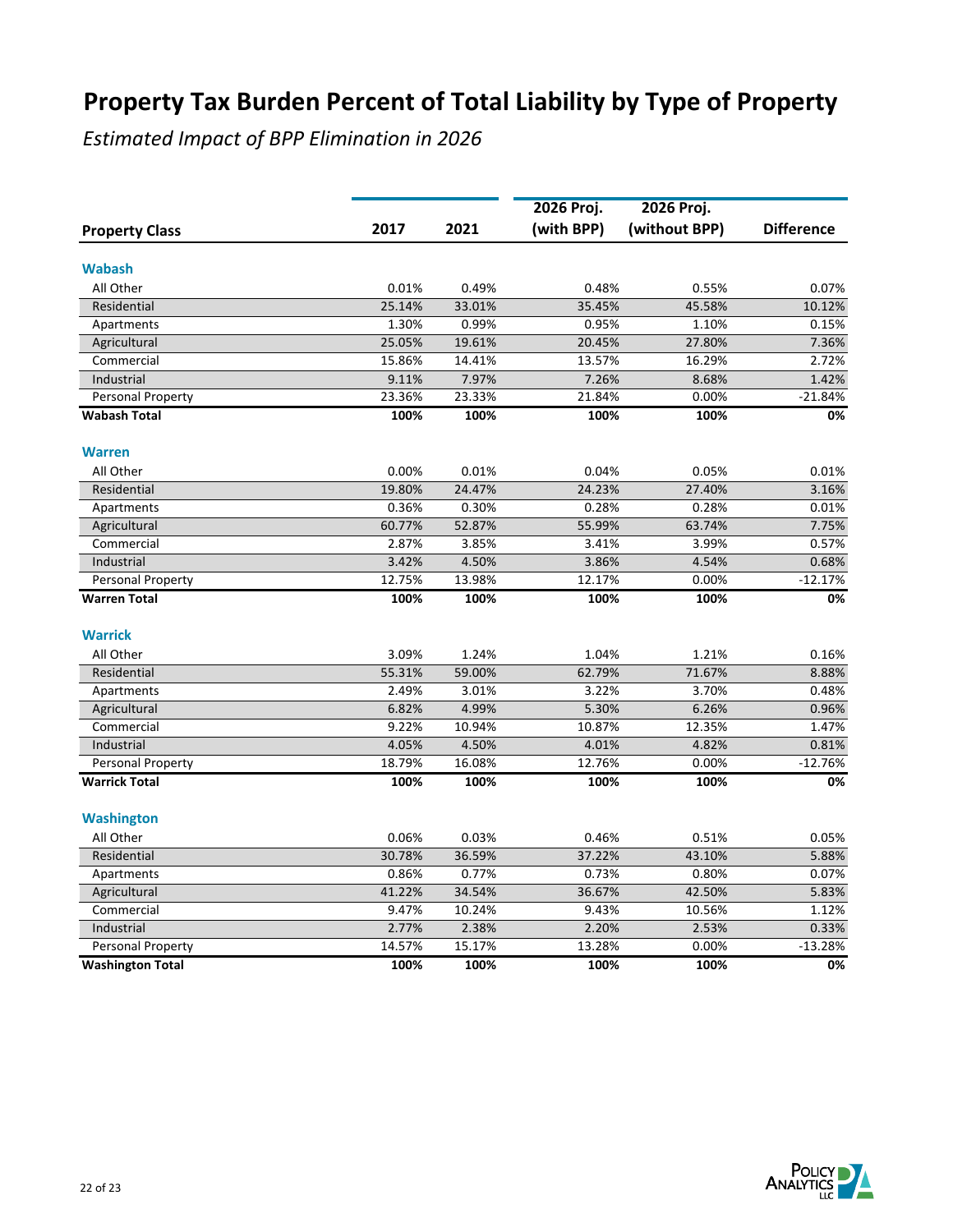# Property Tax Burden Percent of Total Liability by Type of Property

*Estimated Impact of BPP Elimination in 2026*

| Property Class | 2017 | 2021 | 2026 Proj. (with BPP) | 2026 Proj. (without BPP) | Difference |
|---|---|---|---|---|---|
| **Wabash** | | | | | |
| All Other | 0.01% | 0.49% | 0.48% | 0.55% | 0.07% |
| Residential | 25.14% | 33.01% | 35.45% | 45.58% | 10.12% |
| Apartments | 1.30% | 0.99% | 0.95% | 1.10% | 0.15% |
| Agricultural | 25.05% | 19.61% | 20.45% | 27.80% | 7.36% |
| Commercial | 15.86% | 14.41% | 13.57% | 16.29% | 2.72% |
| Industrial | 9.11% | 7.97% | 7.26% | 8.68% | 1.42% |
| Personal Property | 23.36% | 23.33% | 21.84% | 0.00% | -21.84% |
| **Wabash Total** | **100%** | **100%** | **100%** | **100%** | **0%** |
| **Warren** | | | | | |
| All Other | 0.00% | 0.01% | 0.04% | 0.05% | 0.01% |
| Residential | 19.80% | 24.47% | 24.23% | 27.40% | 3.16% |
| Apartments | 0.36% | 0.30% | 0.28% | 0.28% | 0.01% |
| Agricultural | 60.77% | 52.87% | 55.99% | 63.74% | 7.75% |
| Commercial | 2.87% | 3.85% | 3.41% | 3.99% | 0.57% |
| Industrial | 3.42% | 4.50% | 3.86% | 4.54% | 0.68% |
| Personal Property | 12.75% | 13.98% | 12.17% | 0.00% | -12.17% |
| **Warren Total** | **100%** | **100%** | **100%** | **100%** | **0%** |
| **Warrick** | | | | | |
| All Other | 3.09% | 1.24% | 1.04% | 1.21% | 0.16% |
| Residential | 55.31% | 59.00% | 62.79% | 71.67% | 8.88% |
| Apartments | 2.49% | 3.01% | 3.22% | 3.70% | 0.48% |
| Agricultural | 6.82% | 4.99% | 5.30% | 6.26% | 0.96% |
| Commercial | 9.22% | 10.94% | 10.87% | 12.35% | 1.47% |
| Industrial | 4.05% | 4.50% | 4.01% | 4.82% | 0.81% |
| Personal Property | 18.79% | 16.08% | 12.76% | 0.00% | -12.76% |
| **Warrick Total** | **100%** | **100%** | **100%** | **100%** | **0%** |
| **Washington** | | | | | |
| All Other | 0.06% | 0.03% | 0.46% | 0.51% | 0.05% |
| Residential | 30.78% | 36.59% | 37.22% | 43.10% | 5.88% |
| Apartments | 0.86% | 0.77% | 0.73% | 0.80% | 0.07% |
| Agricultural | 41.22% | 34.54% | 36.67% | 42.50% | 5.83% |
| Commercial | 9.47% | 10.24% | 9.43% | 10.56% | 1.12% |
| Industrial | 2.77% | 2.38% | 2.20% | 2.53% | 0.33% |
| Personal Property | 14.57% | 15.17% | 13.28% | 0.00% | -13.28% |
| **Washington Total** | **100%** | **100%** | **100%** | **100%** | **0%** |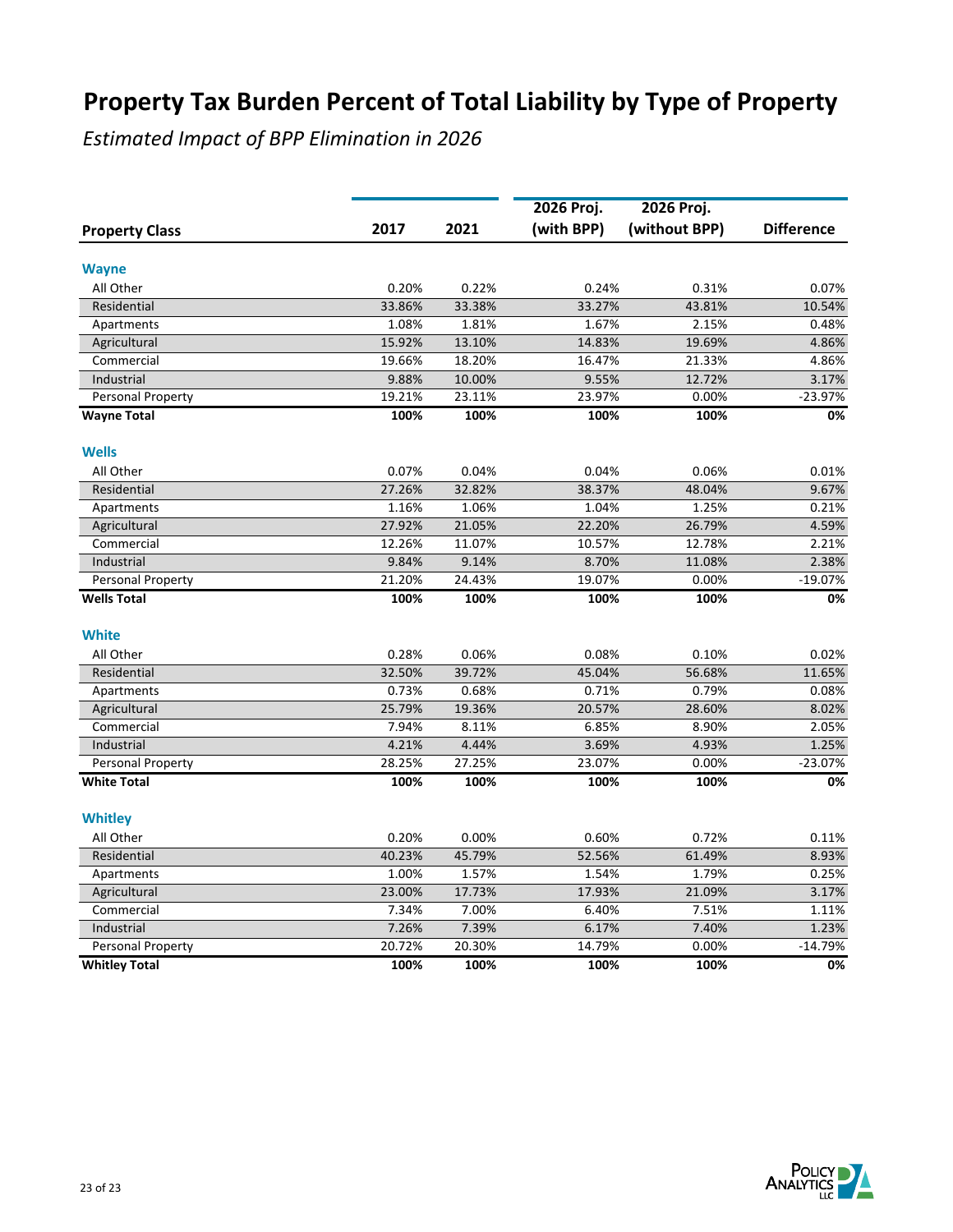# Property Tax Burden Percent of Total Liability by Type of Property

*Estimated Impact of BPP Elimination in 2026*

| Property Class | 2017 | 2021 | 2026 Proj. (with BPP) | 2026 Proj. (without BPP) | Difference |
|---|---|---|---|---|---|
| **Wayne** | | | | | |
| All Other | 0.20% | 0.22% | 0.24% | 0.31% | 0.07% |
| Residential | 33.86% | 33.38% | 33.27% | 43.81% | 10.54% |
| Apartments | 1.08% | 1.81% | 1.67% | 2.15% | 0.48% |
| Agricultural | 15.92% | 13.10% | 14.83% | 19.69% | 4.86% |
| Commercial | 19.66% | 18.20% | 16.47% | 21.33% | 4.86% |
| Industrial | 9.88% | 10.00% | 9.55% | 12.72% | 3.17% |
| Personal Property | 19.21% | 23.11% | 23.97% | 0.00% | -23.97% |
| **Wayne Total** | **100%** | **100%** | **100%** | **100%** | **0%** |
| **Wells** | | | | | |
| All Other | 0.07% | 0.04% | 0.04% | 0.06% | 0.01% |
| Residential | 27.26% | 32.82% | 38.37% | 48.04% | 9.67% |
| Apartments | 1.16% | 1.06% | 1.04% | 1.25% | 0.21% |
| Agricultural | 27.92% | 21.05% | 22.20% | 26.79% | 4.59% |
| Commercial | 12.26% | 11.07% | 10.57% | 12.78% | 2.21% |
| Industrial | 9.84% | 9.14% | 8.70% | 11.08% | 2.38% |
| Personal Property | 21.20% | 24.43% | 19.07% | 0.00% | -19.07% |
| **Wells Total** | **100%** | **100%** | **100%** | **100%** | **0%** |
| **White** | | | | | |
| All Other | 0.28% | 0.06% | 0.08% | 0.10% | 0.02% |
| Residential | 32.50% | 39.72% | 45.04% | 56.68% | 11.65% |
| Apartments | 0.73% | 0.68% | 0.71% | 0.79% | 0.08% |
| Agricultural | 25.79% | 19.36% | 20.57% | 28.60% | 8.02% |
| Commercial | 7.94% | 8.11% | 6.85% | 8.90% | 2.05% |
| Industrial | 4.21% | 4.44% | 3.69% | 4.93% | 1.25% |
| Personal Property | 28.25% | 27.25% | 23.07% | 0.00% | -23.07% |
| **White Total** | **100%** | **100%** | **100%** | **100%** | **0%** |
| **Whitley** | | | | | |
| All Other | 0.20% | 0.00% | 0.60% | 0.72% | 0.11% |
| Residential | 40.23% | 45.79% | 52.56% | 61.49% | 8.93% |
| Apartments | 1.00% | 1.57% | 1.54% | 1.79% | 0.25% |
| Agricultural | 23.00% | 17.73% | 17.93% | 21.09% | 3.17% |
| Commercial | 7.34% | 7.00% | 6.40% | 7.51% | 1.11% |
| Industrial | 7.26% | 7.39% | 6.17% | 7.40% | 1.23% |
| Personal Property | 20.72% | 20.30% | 14.79% | 0.00% | -14.79% |
| **Whitley Total** | **100%** | **100%** | **100%** | **100%** | **0%** |